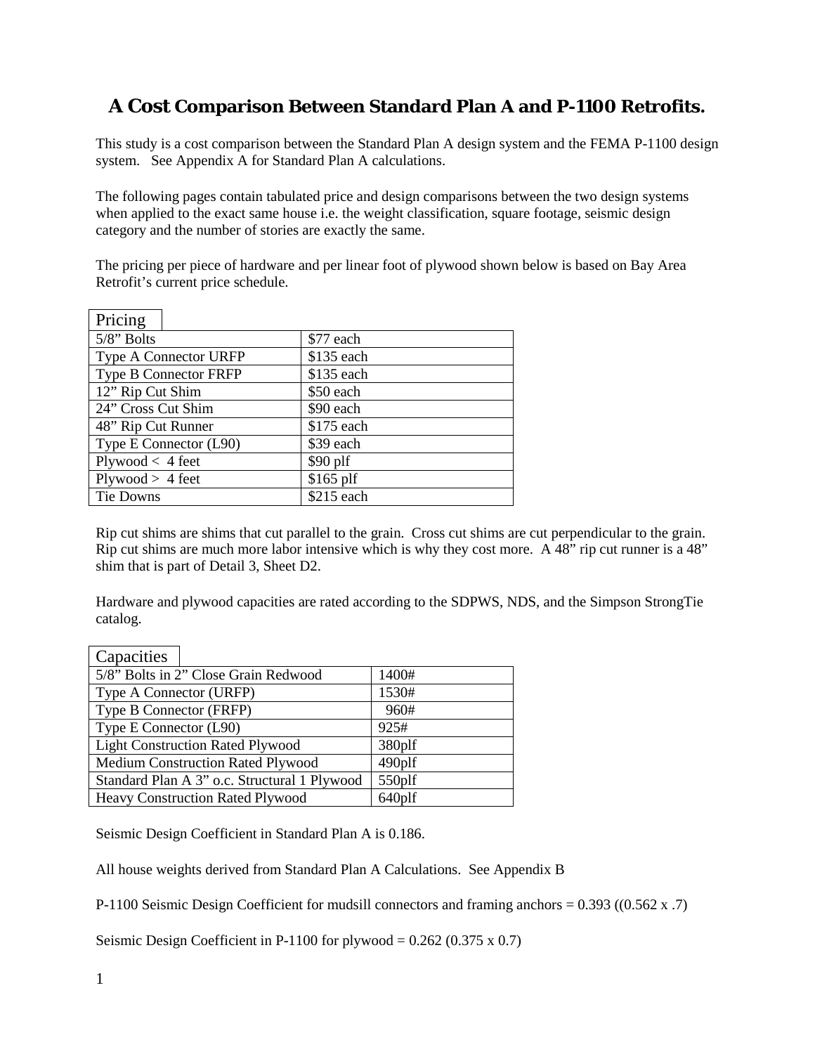# A Cost Comparison Between Standard Plan A and P-1100 Retrofits.

This study is a cost comparison between the Standard Plan A design system and the FEMA P-1100 design system. See Appendix A for Standard Plan A calculations.

The following pages contain tabulated price and design comparisons between the two design systems when applied to the exact same house i.e. the weight classification, square footage, seismic design category and the number of stories are exactly the same.

The pricing per piece of hardware and per linear foot of plywood shown below is based on Bay Area Retrofit's current price schedule.

| Pricing | |
|---|---|
| 5/8" Bolts | $77 each |
| Type A Connector URFP | $135 each |
| Type B Connector FRFP | $135 each |
| 12" Rip Cut Shim | $50 each |
| 24" Cross Cut Shim | $90 each |
| 48" Rip Cut Runner | $175 each |
| Type E Connector (L90) | $39 each |
| Plywood < 4 feet | $90 plf |
| Plywood > 4 feet | $165 plf |
| Tie Downs | $215 each |

Rip cut shims are shims that cut parallel to the grain. Cross cut shims are cut perpendicular to the grain. Rip cut shims are much more labor intensive which is why they cost more. A 48" rip cut runner is a 48" shim that is part of Detail 3, Sheet D2.

Hardware and plywood capacities are rated according to the SDPWS, NDS, and the Simpson StrongTie catalog.

| Capacities | |
|---|---|
| 5/8" Bolts in 2" Close Grain Redwood | 1400# |
| Type A Connector (URFP) | 1530# |
| Type B Connector (FRFP) | 960# |
| Type E Connector (L90) | 925# |
| Light Construction Rated Plywood | 380plf |
| Medium Construction Rated Plywood | 490plf |
| Standard Plan A 3" o.c. Structural 1 Plywood | 550plf |
| Heavy Construction Rated Plywood | 640plf |

Seismic Design Coefficient in Standard Plan A is 0.186.

All house weights derived from Standard Plan A Calculations. See Appendix B

P-1100 Seismic Design Coefficient for mudsill connectors and framing anchors = 0.393 ((0.562 x .7)

Seismic Design Coefficient in P-1100 for plywood = 0.262 (0.375 x 0.7)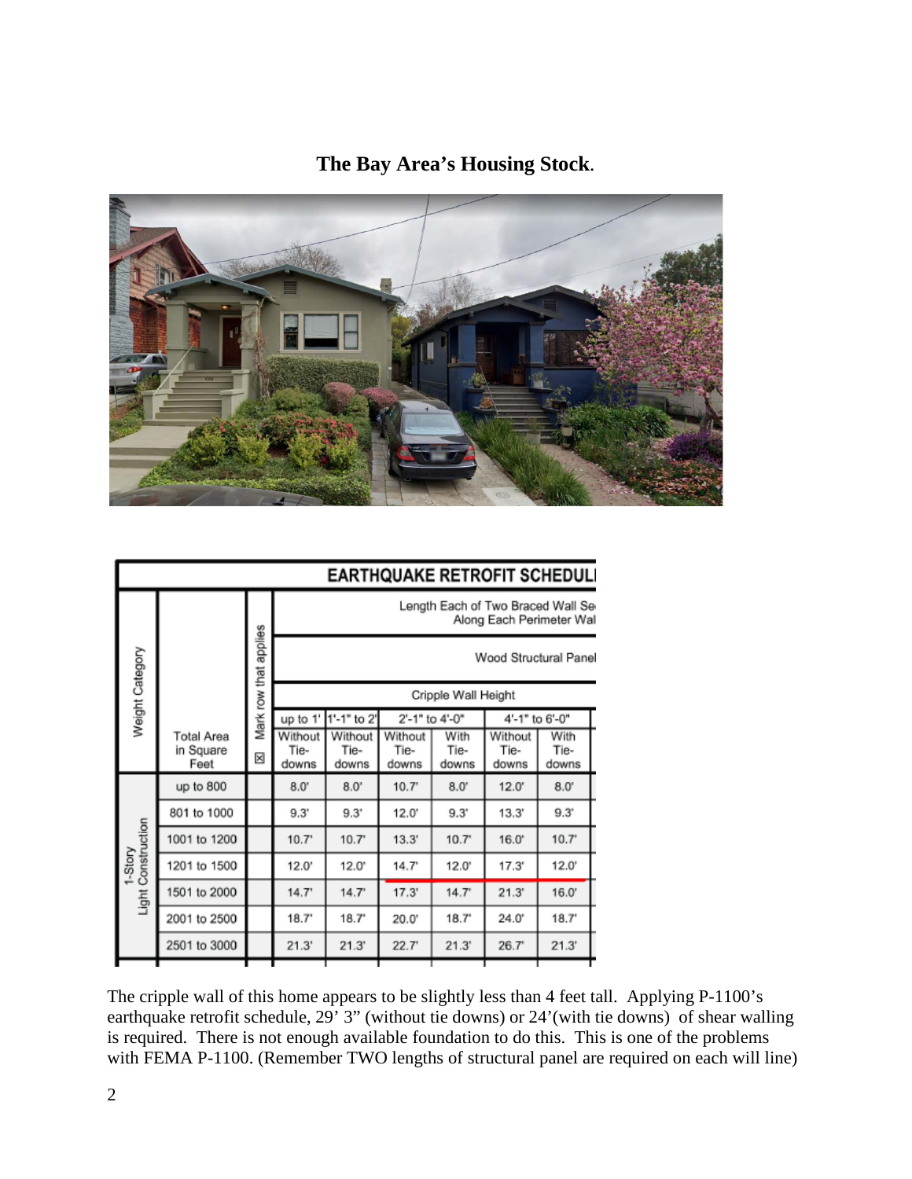**The Bay Area's Housing Stock.**

| EARTHQUAKE RETROFIT SCHEDULE | | | | | | | | |
|---|---|---|---|---|---|---|---|---|
| Weight Category | Total Area in Square Feet | Mark row that applies ☒ | Length Each of Two Braced Wall Se... Along Each Perimeter Wal... | | | | | |
| | | | Wood Structural Panel | | | | | |
| | | | Cripple Wall Height | | | | | |
| | | | up to 1' | 1'-1" to 2' | 2'-1" to 4'-0" | | 4'-1" to 6'-0" | |
| | | | Without Tie-downs | Without Tie-downs | Without Tie-downs | With Tie-downs | Without Tie-downs | With Tie-downs |
| 1-Story Light Construction | up to 800 | | 8.0' | 8.0' | 10.7' | 8.0' | 12.0' | 8.0' |
| | 801 to 1000 | | 9.3' | 9.3' | 12.0' | 9.3' | 13.3' | 9.3' |
| | 1001 to 1200 | | 10.7' | 10.7' | 13.3' | 10.7' | 16.0' | 10.7' |
| | 1201 to 1500 | | 12.0' | 12.0' | 14.7' | 12.0' | 17.3' | 12.0' |
| | 1501 to 2000 | | 14.7' | 14.7' | 17.3' | 14.7' | 21.3' | 16.0' |
| | 2001 to 2500 | | 18.7' | 18.7' | 20.0' | 18.7' | 24.0' | 18.7' |
| | 2501 to 3000 | | 21.3' | 21.3' | 22.7' | 21.3' | 26.7' | 21.3' |

The cripple wall of this home appears to be slightly less than 4 feet tall. Applying P-1100's earthquake retrofit schedule, 29' 3" (without tie downs) or 24'(with tie downs) of shear walling is required. There is not enough available foundation to do this. This is one of the problems with FEMA P-1100. (Remember TWO lengths of structural panel are required on each will line)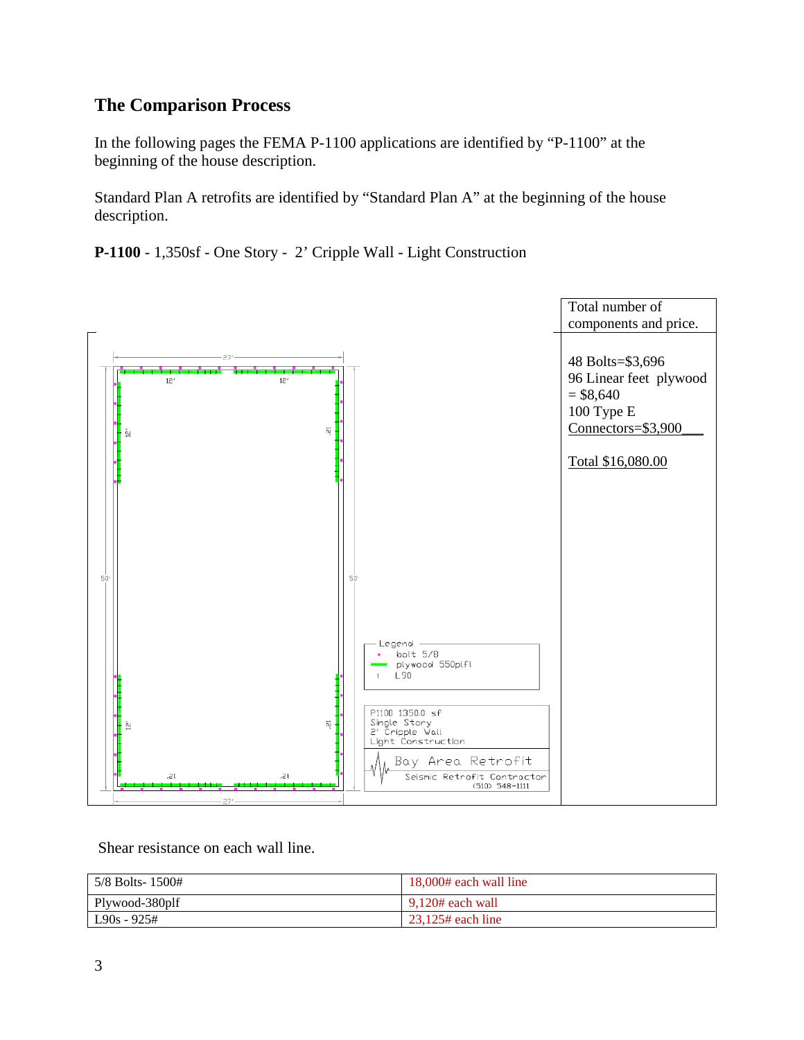## The Comparison Process

In the following pages the FEMA P-1100 applications are identified by "P-1100" at the beginning of the house description.

Standard Plan A retrofits are identified by "Standard Plan A" at the beginning of the house description.

**P-1100** - 1,350sf - One Story - 2' Cripple Wall - Light Construction

| Total number of components and price. |
|---|
| 48 Bolts=$3,696<br>96 Linear feet plywood = $8,640<br>100 Type E Connectors=$3,900<br><br>Total $16,080.00 |

Legend
- bolt 5/8
- plywood 550plfl
- L90

P1100 1350.0 sf
Single Story
2' Cripple Wall
Light Construction

Bay Area Retrofit
Seismic Retrofit Contractor
(510) 548-1111

Shear resistance on each wall line.

| 5/8 Bolts- 1500# | 18,000# each wall line |
|---|---|
| Plywood-380plf | 9,120# each wall |
| L90s - 925# | 23,125# each line |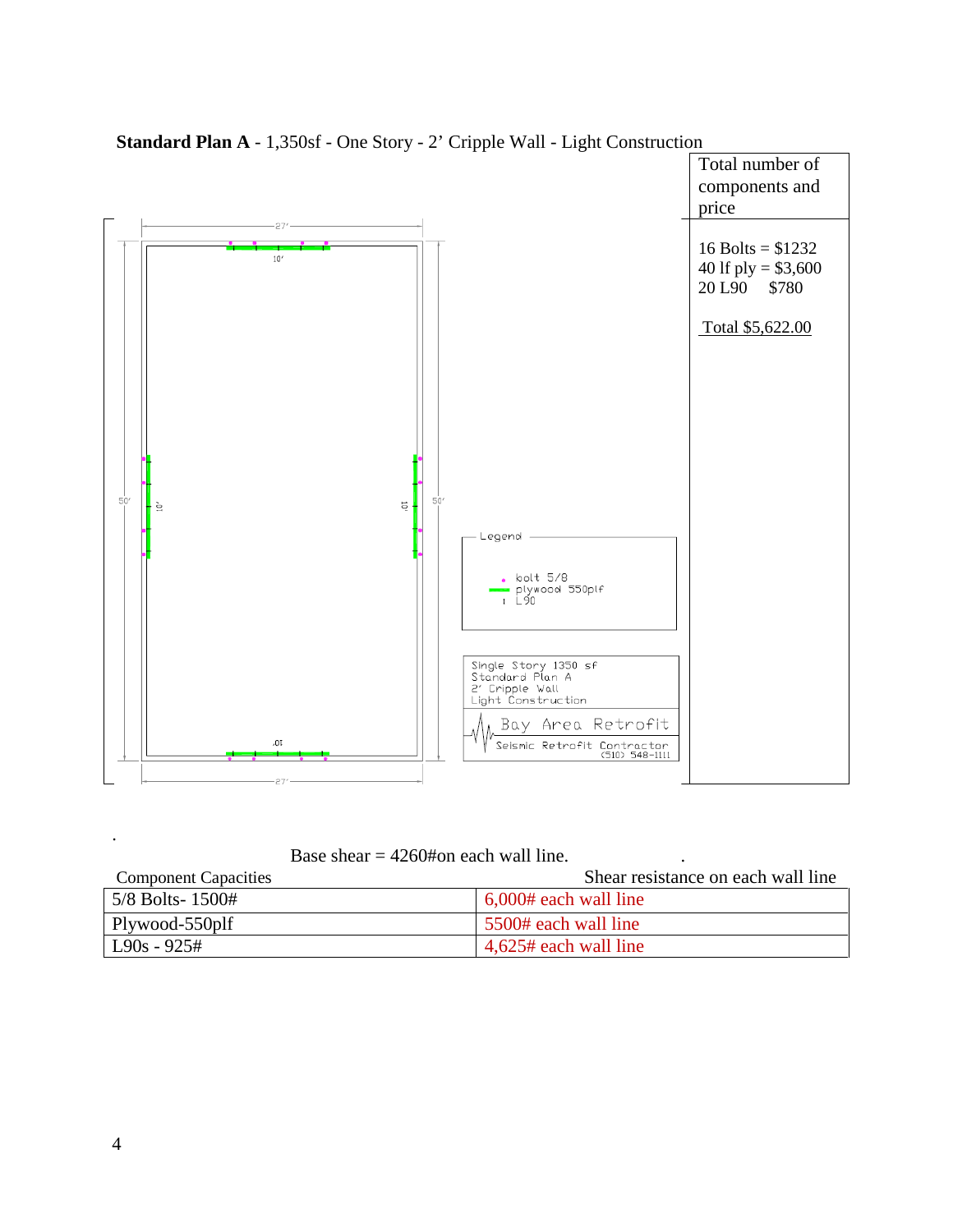**Standard Plan A** - 1,350sf - One Story - 2' Cripple Wall - Light Construction

27'

10'

50'

10'

10'

50'

10'

27'

Legend

bolt 5/8
plywood 550plf
L90

Single Story 1350 sf
Standard Plan A
2' Cripple Wall
Light Construction

Bay Area Retrofit
Seismic Retrofit Contractor
(510) 548-1111

| Total number of components and price |
|---|
| 16 Bolts = $1232<br>40 lf ply = $3,600<br>20 L90 $780<br><br>Total $5,622.00 |

Base shear = 4260#on each wall line.

| Component Capacities | Shear resistance on each wall line |
|---|---|
| 5/8 Bolts- 1500# | 6,000# each wall line |
| Plywood-550plf | 5500# each wall line |
| L90s - 925# | 4,625# each wall line |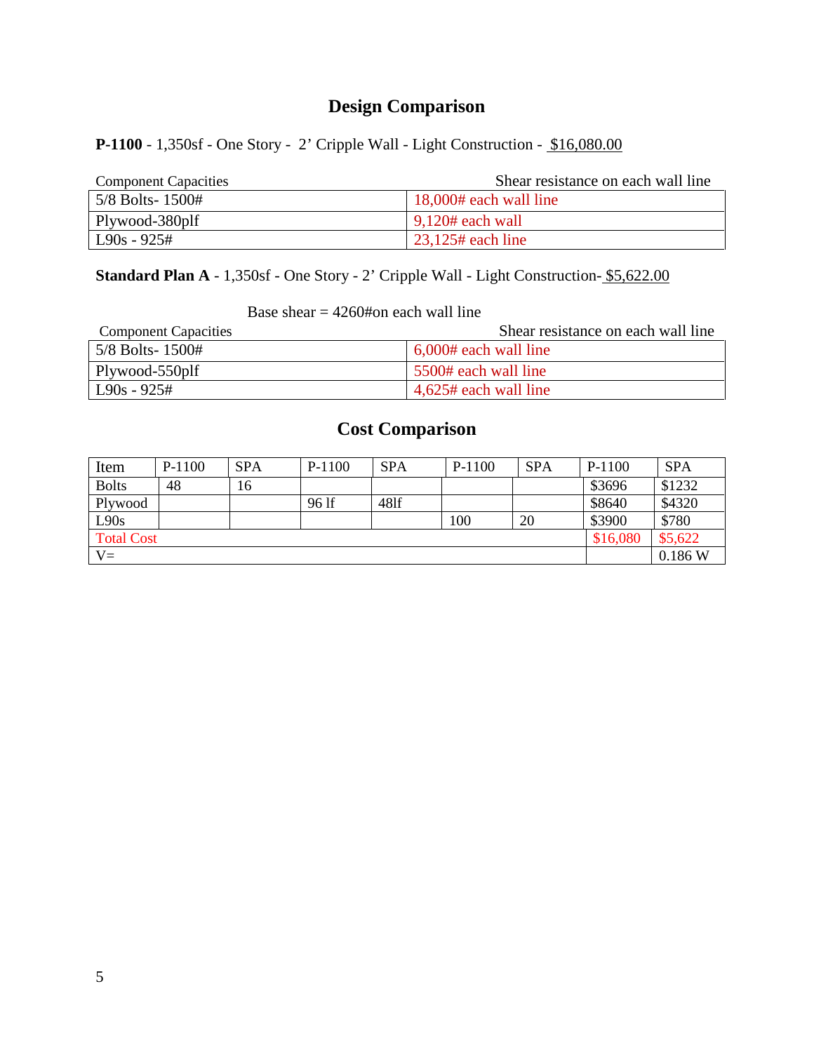# Design Comparison

**P-1100** - 1,350sf - One Story - 2' Cripple Wall - Light Construction - $16,080.00

| Component Capacities | Shear resistance on each wall line |
|---|---|
| 5/8 Bolts- 1500# | 18,000# each wall line |
| Plywood-380plf | 9,120# each wall |
| L90s - 925# | 23,125# each line |

**Standard Plan A** - 1,350sf - One Story - 2' Cripple Wall - Light Construction- $5,622.00

Base shear = 4260#on each wall line

| Component Capacities | Shear resistance on each wall line |
|---|---|
| 5/8 Bolts- 1500# | 6,000# each wall line |
| Plywood-550plf | 5500# each wall line |
| L90s - 925# | 4,625# each wall line |

## Cost Comparison

| Item | P-1100 | SPA | P-1100 | SPA | P-1100 | SPA | P-1100 | SPA |
|---|---|---|---|---|---|---|---|---|
| Bolts | 48 | 16 | | | | | $3696 | $1232 |
| Plywood | | | 96 lf | 48lf | | | $8640 | $4320 |
| L90s | | | | | 100 | 20 | $3900 | $780 |
| Total Cost | | | | | | | $16,080 | $5,622 |
| V= | | | | | | | | 0.186 W |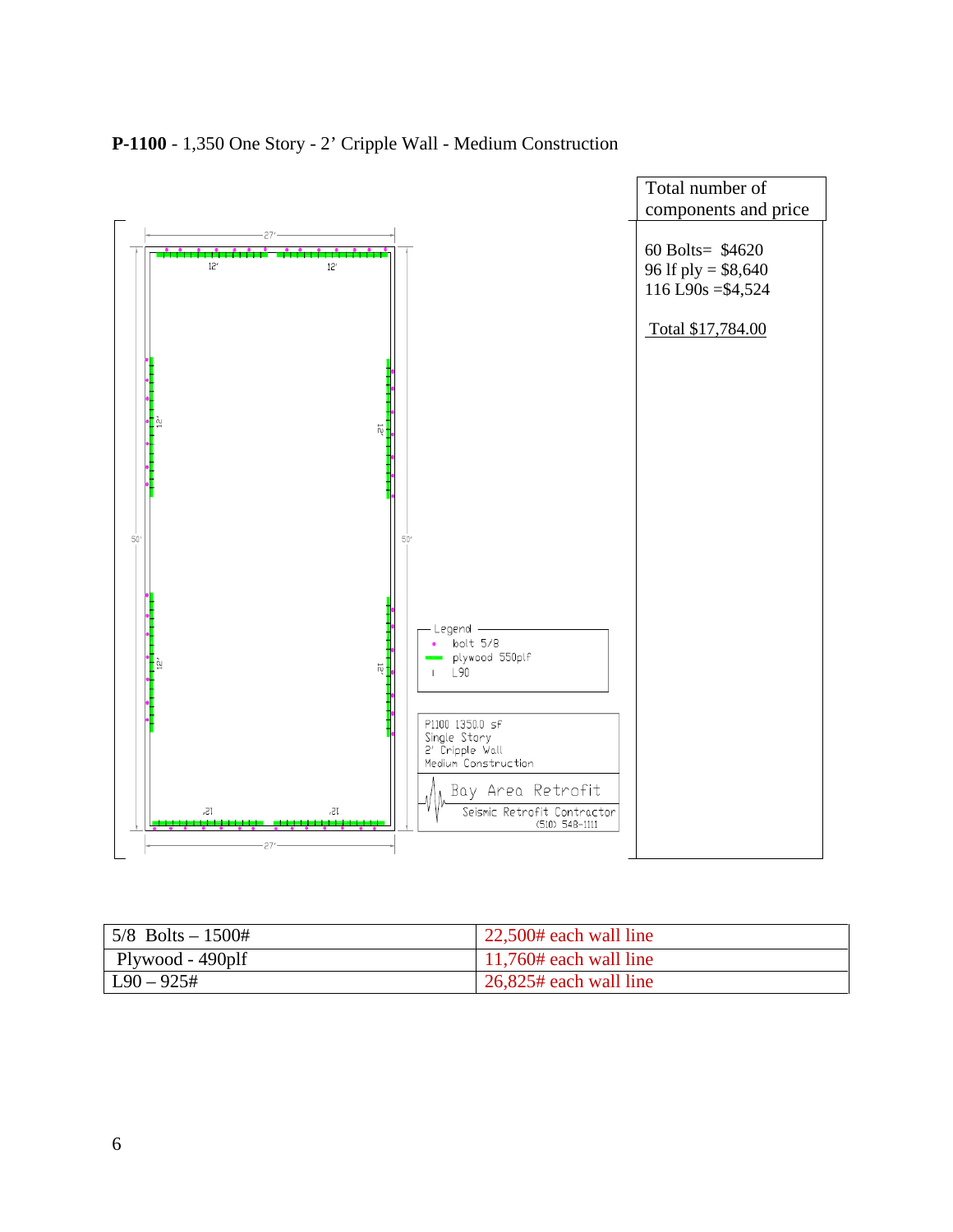**P-1100** - 1,350 One Story - 2' Cripple Wall - Medium Construction

27'

12' 12'

50' 50'

12' 12'

12' 12'

12' 12'

27'

Legend
- bolt 5/8
- plywood 550plf
- L90

P1100 1350.0 sf
Single Story
2' Cripple Wall
Medium Construction

Bay Area Retrofit
Seismic Retrofit Contractor
(510) 548-1111

| Total number of components and price |
|---|
| 60 Bolts= $4620<br>96 lf ply = $8,640<br>116 L90s =$4,524<br><br>Total $17,784.00 |

| | |
|---|---|
| 5/8 Bolts – 1500# | 22,500# each wall line |
| Plywood - 490plf | 11,760# each wall line |
| L90 – 925# | 26,825# each wall line |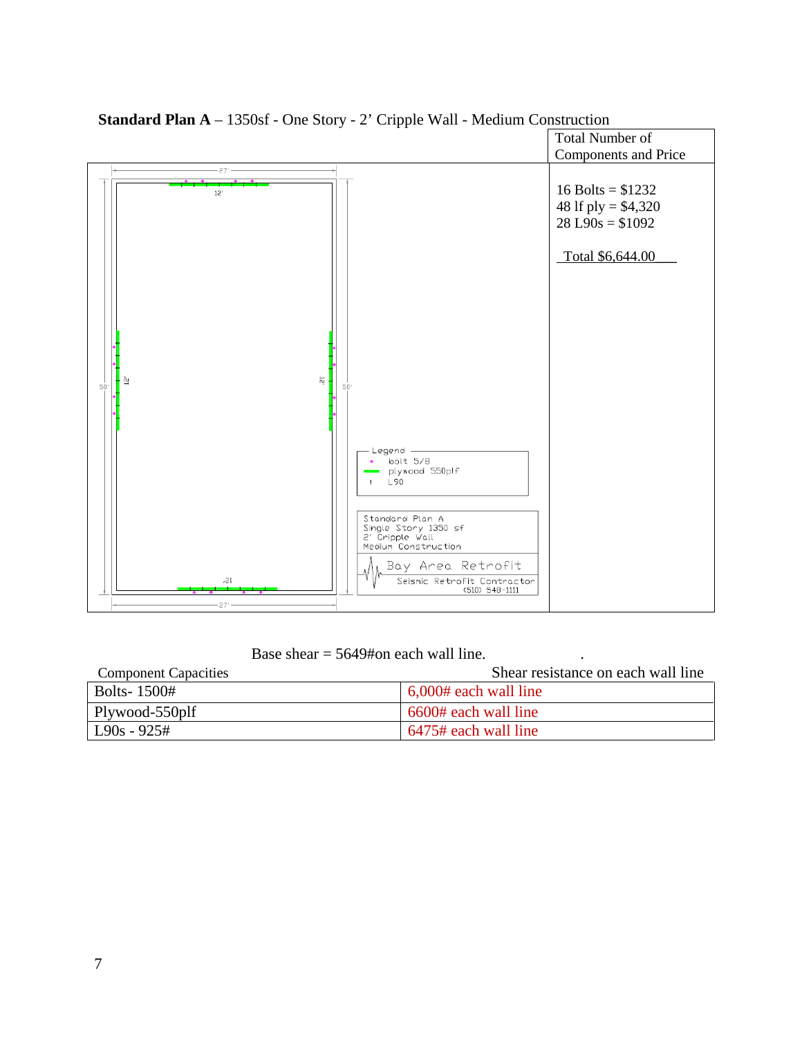**Standard Plan A** – 1350sf - One Story - 2' Cripple Wall - Medium Construction

| Total Number of Components and Price |
|---|
| 16 Bolts = $1232<br>48 lf ply = $4,320<br>28 L90s = $1092<br><br>Total $6,644.00 |

27'

12'

50' 12' 12' 50'

Legend
- bolt 5/8
- plywood 550plf
- L90

Standard Plan A
Single Story 1350 sf
2' Cripple Wall
Medium Construction

Bay Area Retrofit
Seismic Retrofit Contractor
(510) 548-1111

12'

27'

Base shear = 5649#on each wall line.

| Component Capacities | Shear resistance on each wall line |
|---|---|
| Bolts- 1500# | 6,000# each wall line |
| Plywood-550plf | 6600# each wall line |
| L90s - 925# | 6475# each wall line |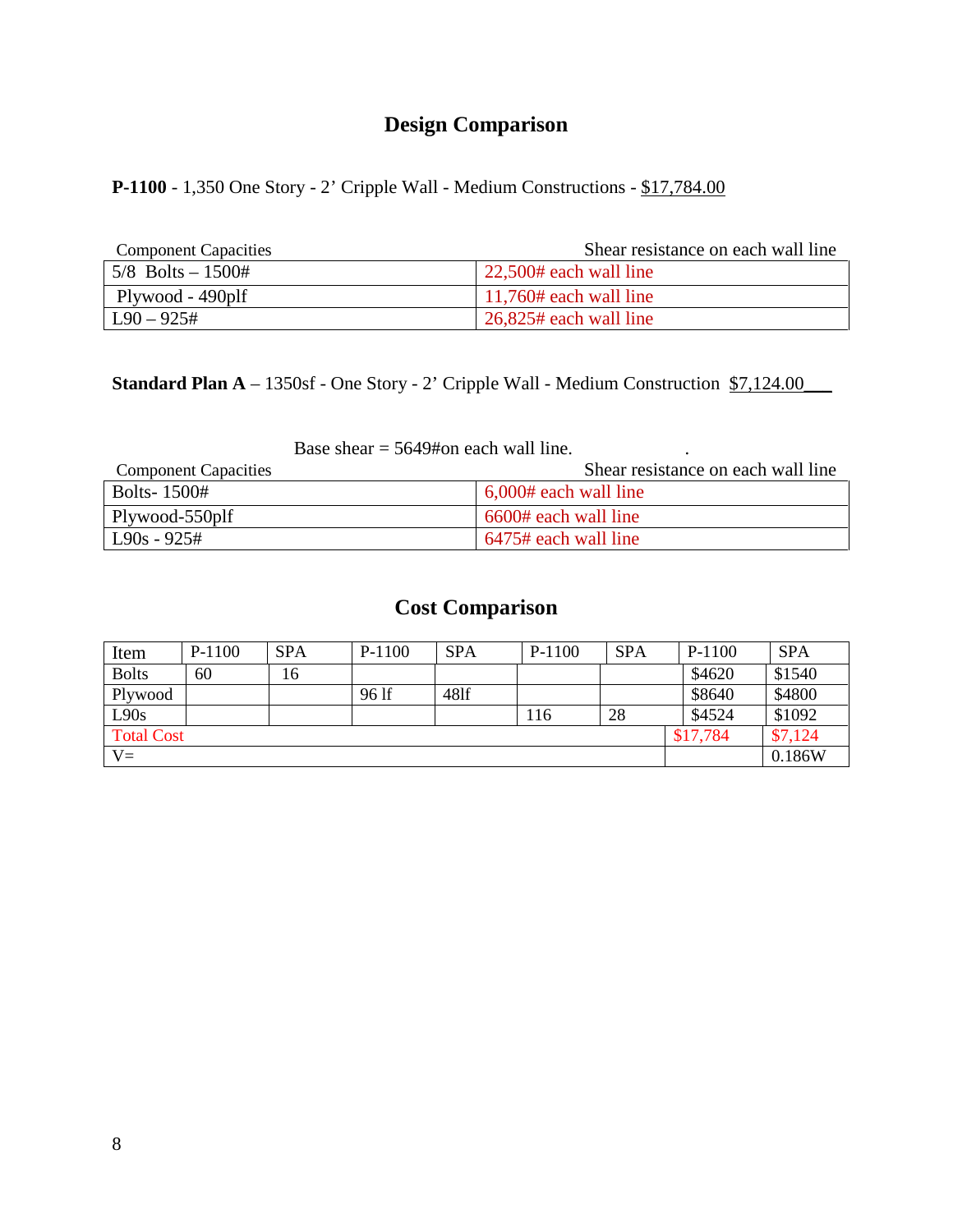## Design Comparison

**P-1100** - 1,350 One Story - 2' Cripple Wall - Medium Constructions - $17,784.00

| Component Capacities | Shear resistance on each wall line |
|---|---|
| 5/8 Bolts – 1500# | 22,500# each wall line |
| Plywood - 490plf | 11,760# each wall line |
| L90 – 925# | 26,825# each wall line |

**Standard Plan A** – 1350sf - One Story - 2' Cripple Wall - Medium Construction $7,124.00___

Base shear = 5649#on each wall line.

| Component Capacities | Shear resistance on each wall line |
|---|---|
| Bolts- 1500# | 6,000# each wall line |
| Plywood-550plf | 6600# each wall line |
| L90s - 925# | 6475# each wall line |

## Cost Comparison

| Item | P-1100 | SPA | P-1100 | SPA | P-1100 | SPA | P-1100 | SPA |
|---|---|---|---|---|---|---|---|---|
| Bolts | 60 | 16 | | | | | $4620 | $1540 |
| Plywood | | | 96 lf | 48lf | | | $8640 | $4800 |
| L90s | | | | | 116 | 28 | $4524 | $1092 |
| Total Cost | | | | | | | $17,784 | $7,124 |
| V= | | | | | | | | 0.186W |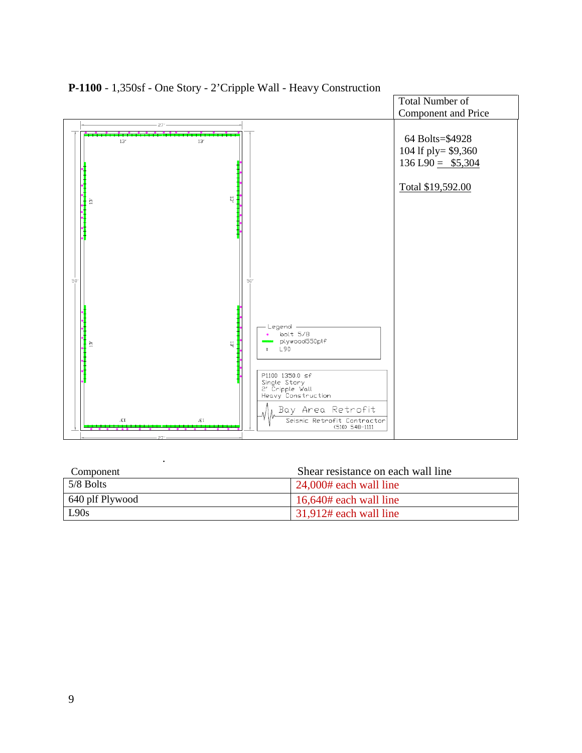**P-1100** - 1,350sf - One Story - 2'Cripple Wall - Heavy Construction

| Total Number of Component and Price |
|---|
| 64 Bolts=$4928<br>104 lf ply= $9,360<br>136 L90 = $5,304<br><br>Total $19,592.00 |

Legend
- bolt 5/8
- plywood550plf
- L90

P1100 1350.0 sf
Single Story
2' Cripple Wall
Heavy Construction

Bay Area Retrofit
Seismic Retrofit Contractor
(510) 548-1111

| Component | Shear resistance on each wall line |
|---|---|
| 5/8 Bolts | 24,000# each wall line |
| 640 plf Plywood | 16,640# each wall line |
| L90s | 31,912# each wall line |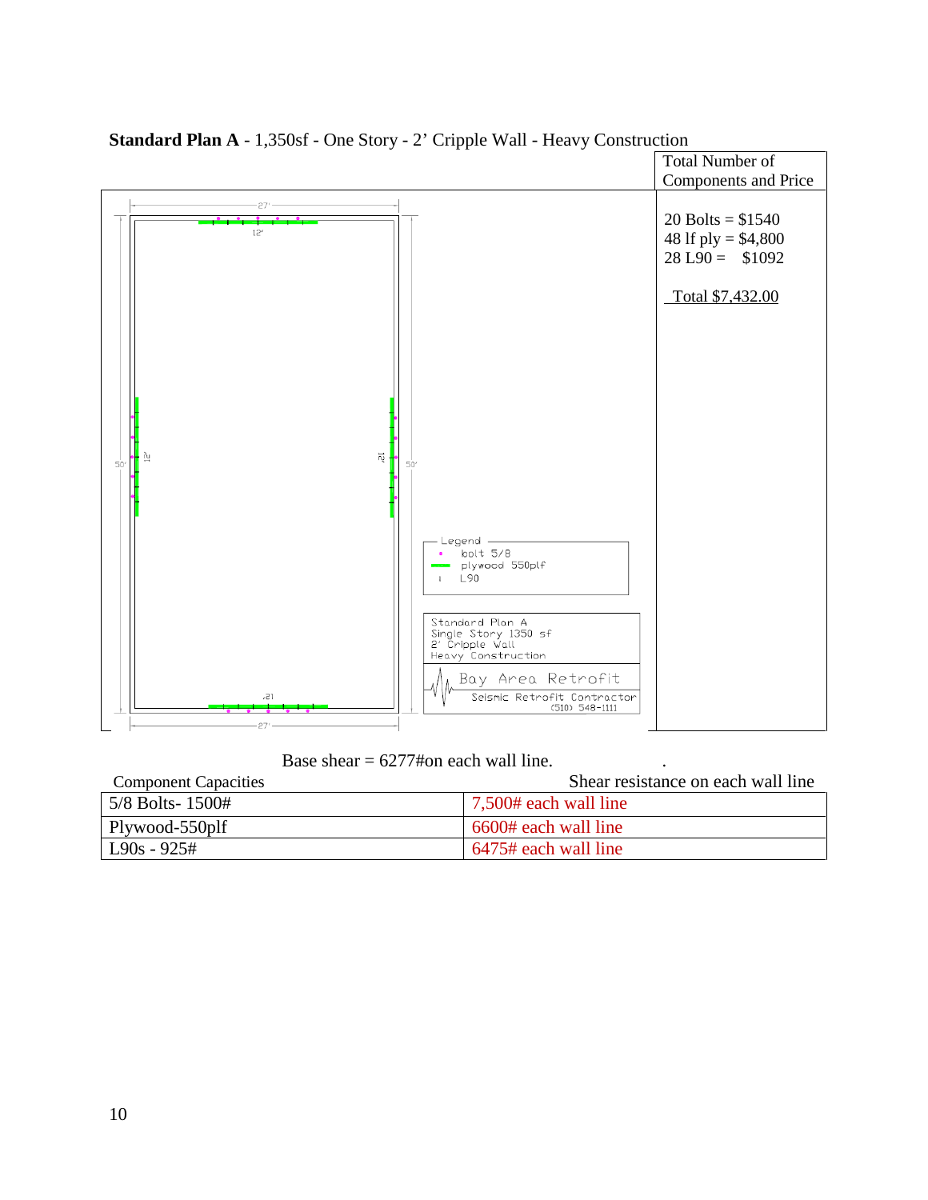**Standard Plan A** - 1,350sf - One Story - 2' Cripple Wall - Heavy Construction

| Total Number of Components and Price |
|---|
| 20 Bolts = $1540 |
| 48 lf ply = $4,800 |
| 28 L90 = $1092 |
| Total $7,432.00 |

27'

12'

50'

12'

12'

50'

12'

27'

Legend
- bolt 5/8
- plywood 550plf
- L90

Standard Plan A
Single Story 1350 sf
2' Cripple Wall
Heavy Construction

Bay Area Retrofit
Seismic Retrofit Contractor
(510) 548-1111

Base shear = 6277#on each wall line.

| Component Capacities | Shear resistance on each wall line |
|---|---|
| 5/8 Bolts- 1500# | 7,500# each wall line |
| Plywood-550plf | 6600# each wall line |
| L90s - 925# | 6475# each wall line |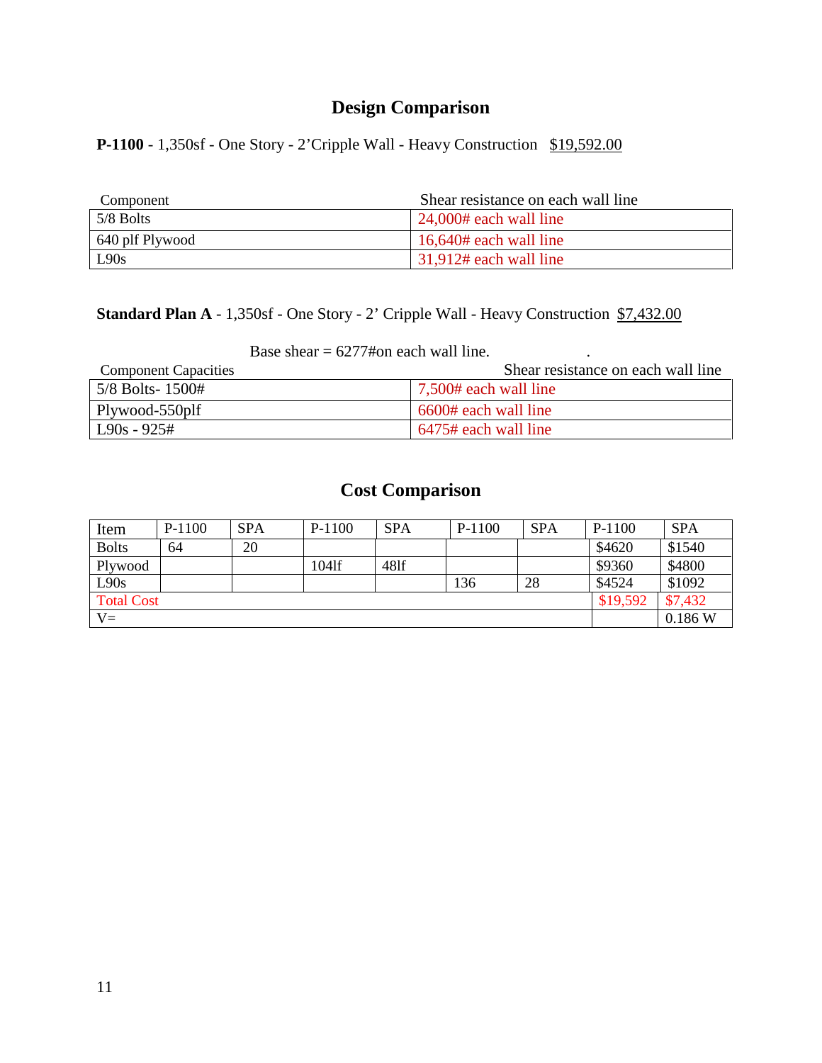# Design Comparison

**P-1100** - 1,350sf - One Story - 2'Cripple Wall - Heavy Construction $19,592.00

| Component | Shear resistance on each wall line |
|---|---|
| 5/8 Bolts | 24,000# each wall line |
| 640 plf Plywood | 16,640# each wall line |
| L90s | 31,912# each wall line |

**Standard Plan A** - 1,350sf - One Story - 2' Cripple Wall - Heavy Construction $7,432.00

Base shear = 6277#on each wall line.

| Component Capacities | Shear resistance on each wall line |
|---|---|
| 5/8 Bolts- 1500# | 7,500# each wall line |
| Plywood-550plf | 6600# each wall line |
| L90s - 925# | 6475# each wall line |

# Cost Comparison

| Item | P-1100 | SPA | P-1100 | SPA | P-1100 | SPA | P-1100 | SPA |
|---|---|---|---|---|---|---|---|---|
| Bolts | 64 | 20 | | | | | $4620 | $1540 |
| Plywood | | | 104lf | 48lf | | | $9360 | $4800 |
| L90s | | | | | 136 | 28 | $4524 | $1092 |
| Total Cost | | | | | | | $19,592 | $7,432 |
| V= | | | | | | | | 0.186 W |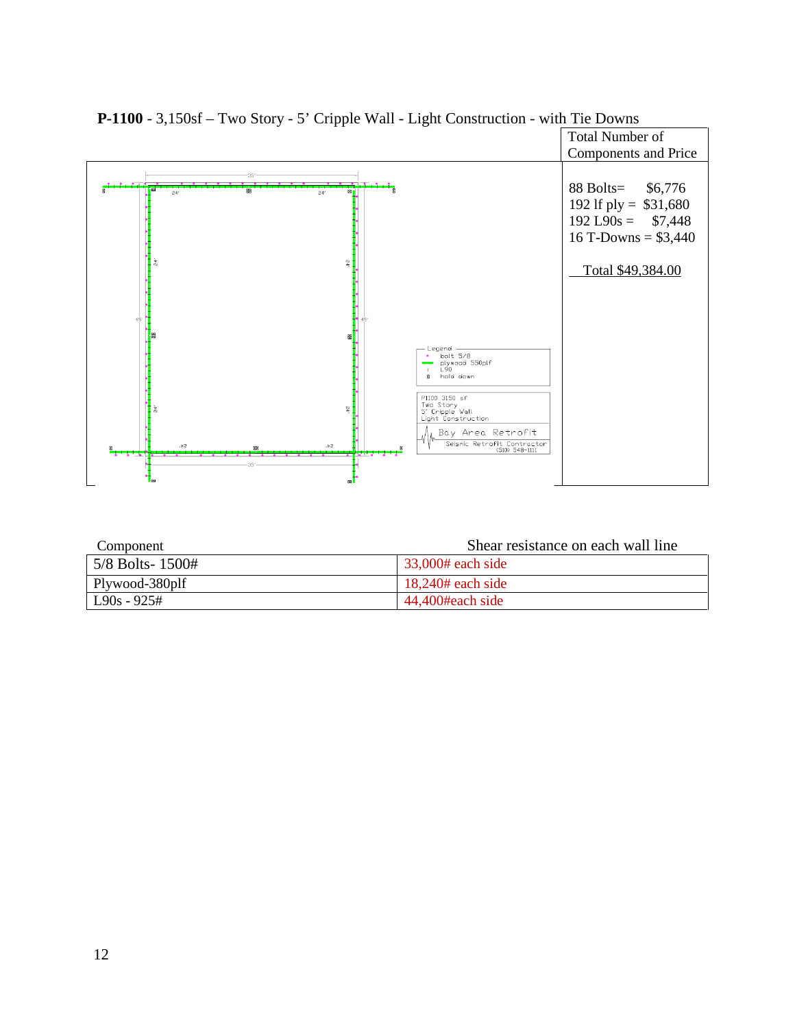**P-1100** - 3,150sf – Two Story - 5' Cripple Wall - Light Construction - with Tie Downs

| | Total Number of Components and Price |
|---|---|
| | 88 Bolts= $6,776<br>192 lf ply = $31,680<br>192 L90s = $7,448<br>16 T-Downs = $3,440<br><br>Total $49,384.00 |

Legend
- bolt 5/8
- plywood 550plf
- L90
- hold down

P1100 3150 sf
Two Story
5' Cripple Wall
Light Construction

Bay Area Retrofit
Seismic Retrofit Contractor
(510) 548-1111

| Component | Shear resistance on each wall line |
|---|---|
| 5/8 Bolts- 1500# | 33,000# each side |
| Plywood-380plf | 18,240# each side |
| L90s - 925# | 44,400#each side |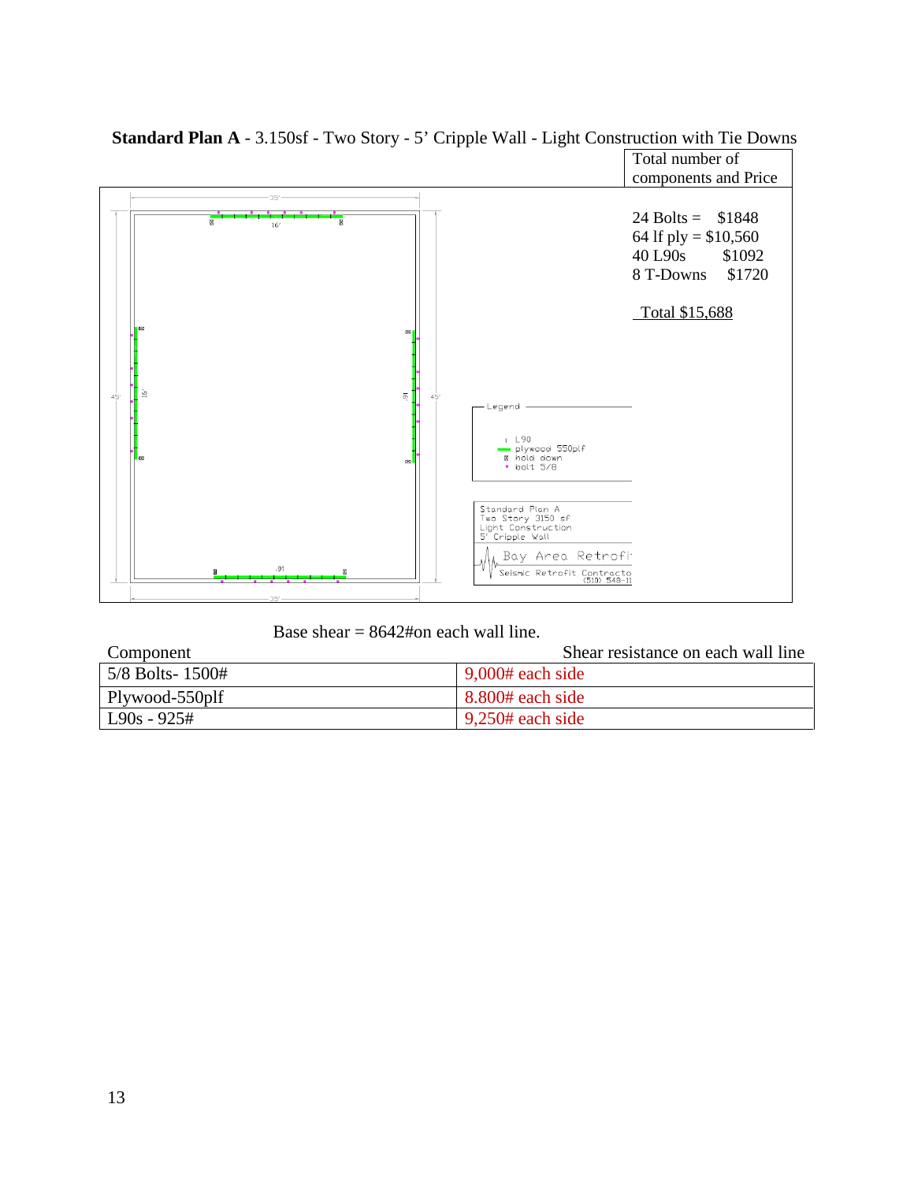**Standard Plan A** - 3.150sf - Two Story - 5' Cripple Wall - Light Construction with Tie Downs

Total number of components and Price

24 Bolts = $1848
64 lf ply = $10,560
40 L90s $1092
8 T-Downs $1720

Total $15,688

Legend

- L90
- plywood 550plf
- hold down
- bolt 5/8

Standard Plan A
Two Story 3150 sf
Light Construction
5' Cripple Wall

Bay Area Retrofit
Seismic Retrofit Contractor
(510) 548-11

Base shear = 8642#on each wall line.

| Component | Shear resistance on each wall line |
| --- | --- |
| 5/8 Bolts- 1500# | 9,000# each side |
| Plywood-550plf | 8.800# each side |
| L90s - 925# | 9,250# each side |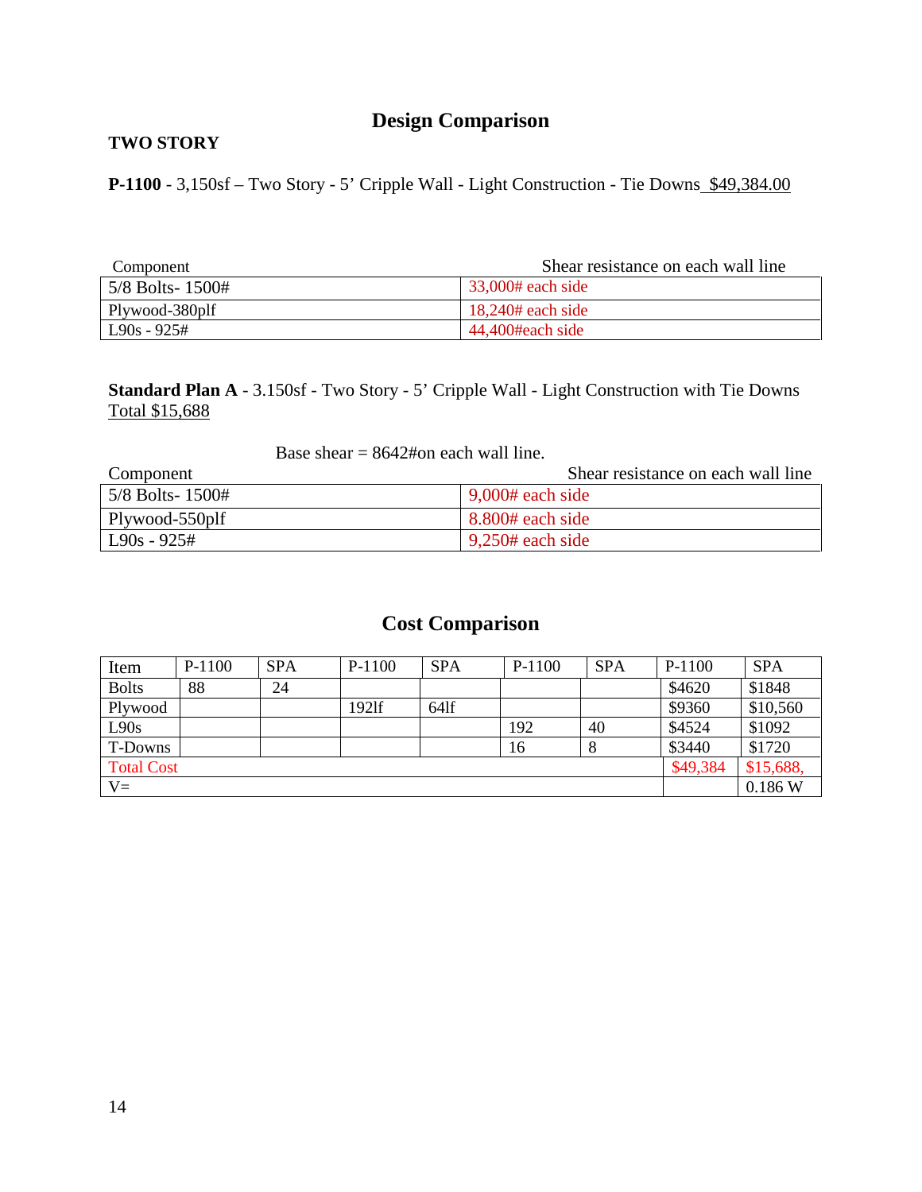# Design Comparison

**TWO STORY**

**P-1100** - 3,150sf – Two Story - 5' Cripple Wall - Light Construction - Tie Downs $49,384.00

| Component | Shear resistance on each wall line |
|---|---|
| 5/8 Bolts- 1500# | 33,000# each side |
| Plywood-380plf | 18,240# each side |
| L90s - 925# | 44,400#each side |

**Standard Plan A** - 3.150sf - Two Story - 5' Cripple Wall - Light Construction with Tie Downs Total $15,688

Base shear = 8642#on each wall line.

| Component | Shear resistance on each wall line |
|---|---|
| 5/8 Bolts- 1500# | 9,000# each side |
| Plywood-550plf | 8.800# each side |
| L90s - 925# | 9,250# each side |

## Cost Comparison

| Item | P-1100 | SPA | P-1100 | SPA | P-1100 | SPA | P-1100 | SPA |
|---|---|---|---|---|---|---|---|---|
| Bolts | 88 | 24 | | | | | $4620 | $1848 |
| Plywood | | | 192lf | 64lf | | | $9360 | $10,560 |
| L90s | | | | | 192 | 40 | $4524 | $1092 |
| T-Downs | | | | | 16 | 8 | $3440 | $1720 |
| Total Cost | | | | | | | $49,384 | $15,688, |
| V= | | | | | | | | 0.186 W |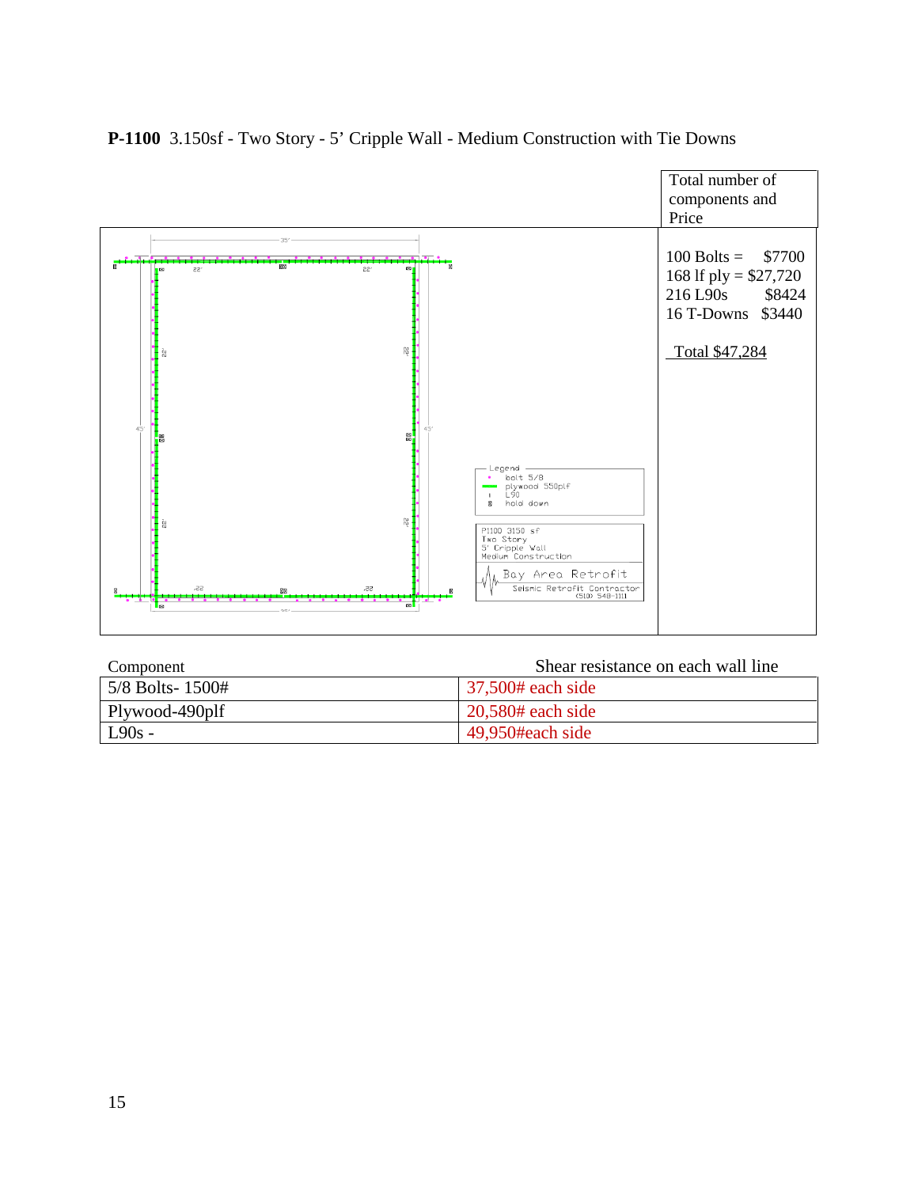**P-1100** 3.150sf - Two Story - 5' Cripple Wall - Medium Construction with Tie Downs

| Total number of components and Price |
|---|
| 100 Bolts = $7700<br>168 lf ply = $27,720<br>216 L90s $8424<br>16 T-Downs $3440<br><br>Total $47,284 |

Legend
- bolt 5/8
- plywood 550plf
- L90
- hold down

P1100 3150 sf
Two Story
5' Cripple Wall
Medium Construction

Bay Area Retrofit
Seismic Retrofit Contractor
(510) 548-1111

| Component | Shear resistance on each wall line |
|---|---|
| 5/8 Bolts- 1500# | 37,500# each side |
| Plywood-490plf | 20,580# each side |
| L90s - | 49,950#each side |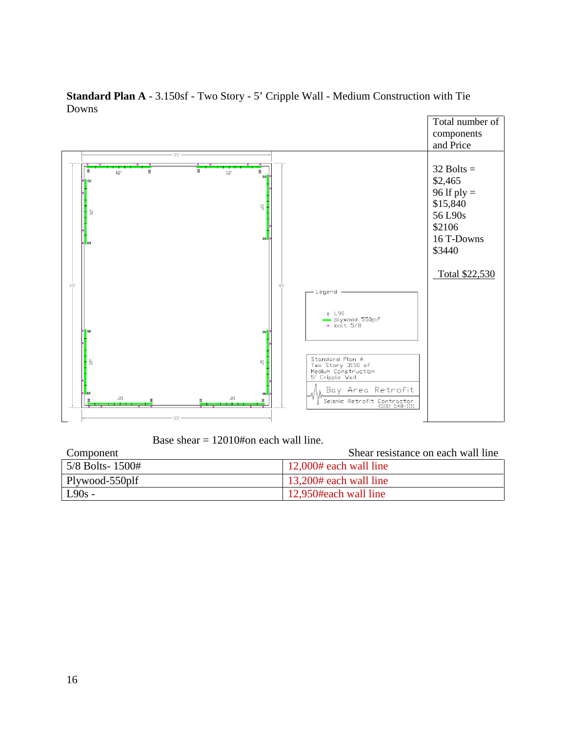**Standard Plan A** - 3.150sf - Two Story - 5' Cripple Wall - Medium Construction with Tie Downs

| Total number of components and Price |
|---|
| 32 Bolts = $2,465<br>96 lf ply = $15,840<br>56 L90s $2106<br>16 T-Downs $3440<br><br>Total $22,530 |

Legend

- L90
- plywood 550plf
- bolt 5/8

Standard Plan A
Two Story 3150 sf
Medium Construction
5' Cripple Wall

Bay Area Retrofit
Seismic Retrofit Contractor (510) 548-1111

Base shear = 12010#on each wall line.

| Component | Shear resistance on each wall line |
|---|---|
| 5/8 Bolts- 1500# | 12,000# each wall line |
| Plywood-550plf | 13,200# each wall line |
| L90s - | 12,950#each wall line |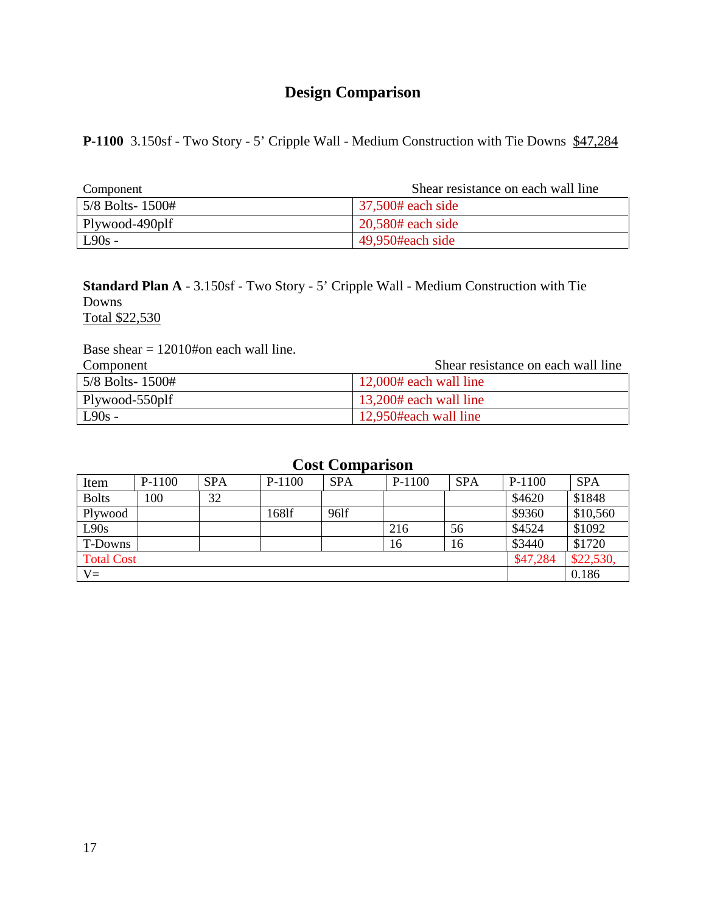# Design Comparison

**P-1100** 3.150sf - Two Story - 5' Cripple Wall - Medium Construction with Tie Downs $47,284

| Component | Shear resistance on each wall line |
|---|---|
| 5/8 Bolts- 1500# | 37,500# each side |
| Plywood-490plf | 20,580# each side |
| L90s - | 49,950#each side |

**Standard Plan A** - 3.150sf - Two Story - 5' Cripple Wall - Medium Construction with Tie Downs
Total $22,530

Base shear = 12010#on each wall line.

| Component | Shear resistance on each wall line |
|---|---|
| 5/8 Bolts- 1500# | 12,000# each wall line |
| Plywood-550plf | 13,200# each wall line |
| L90s - | 12,950#each wall line |

## Cost Comparison

| Item | P-1100 | SPA | P-1100 | SPA | P-1100 | SPA | P-1100 | SPA |
|---|---|---|---|---|---|---|---|---|
| Bolts | 100 | 32 | | | | | $4620 | $1848 |
| Plywood | | | 168lf | 96lf | | | $9360 | $10,560 |
| L90s | | | | | 216 | 56 | $4524 | $1092 |
| T-Downs | | | | | 16 | 16 | $3440 | $1720 |
| Total Cost | | | | | | | $47,284 | $22,530, |
| V= | | | | | | | | 0.186 |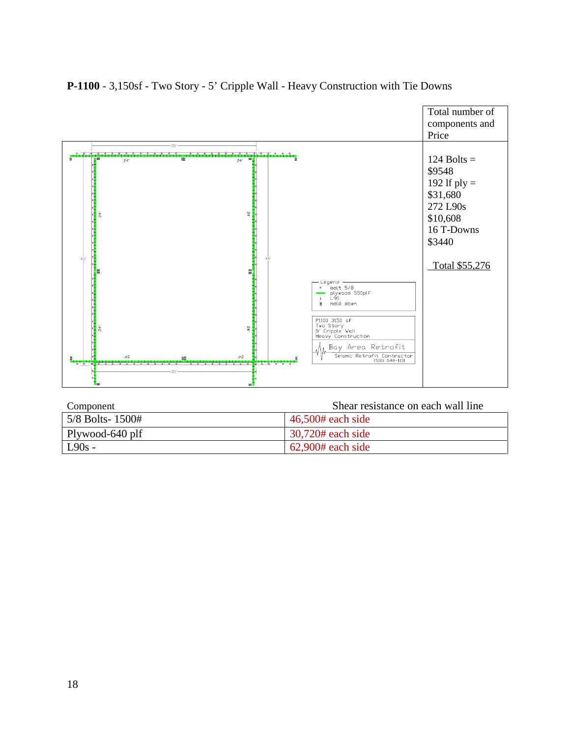**P-1100** - 3,150sf - Two Story - 5’ Cripple Wall - Heavy Construction with Tie Downs

| | Total number of components and Price |
|---|---|
| Legend<br>bolt 5/8<br>plywood 550plf<br>L90<br>hold down<br><br>P1100 3150 sf<br>Two Story<br>5' Cripple Wall<br>Heavy Construction<br><br>Bay Area Retrofit<br>Seismic Retrofit Contractor<br>(510) 548-1111 | 124 Bolts = $9548<br>192 lf ply = $31,680<br>272 L90s $10,608<br>16 T-Downs $3440<br><br>Total $55,276 |

| Component | Shear resistance on each wall line |
|---|---|
| 5/8 Bolts- 1500# | 46,500# each side |
| Plywood-640 plf | 30,720# each side |
| L90s - | 62,900# each side |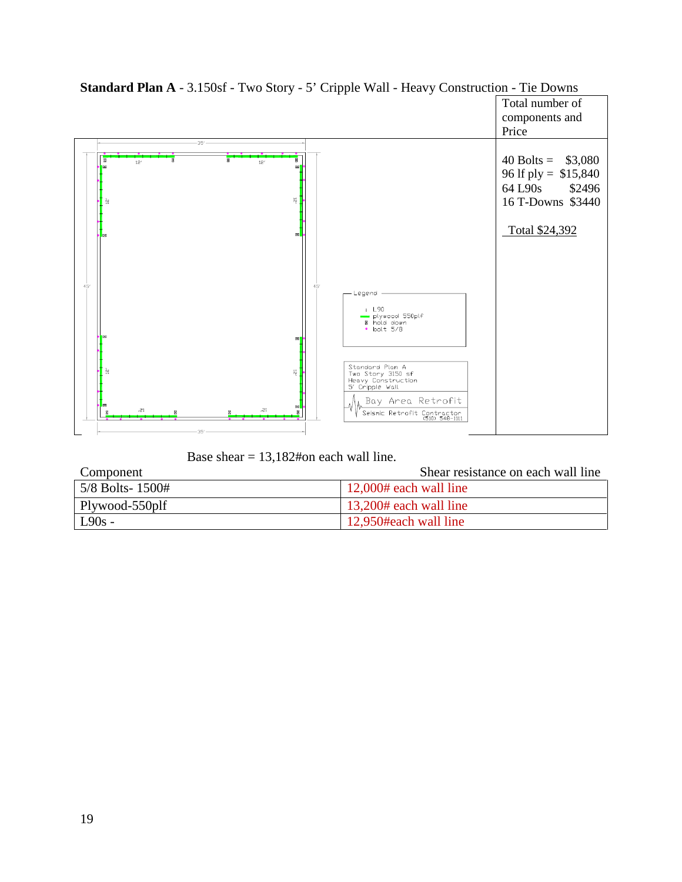**Standard Plan A** - 3.150sf - Two Story - 5' Cripple Wall - Heavy Construction - Tie Downs

| | Total number of components and Price |
|---|---|
| 35' / 12' / 12' / 45' / 45' / 12' / 12' / 12' / 12' / 35'<br><br>Legend<br>L90<br>plywood 550plf<br>hold down<br>bolt 5/8<br><br>Standard Plan A<br>Two Story 3150 sf<br>Heavy Construction<br>5' Cripple Wall<br><br>Bay Area Retrofit<br>Seismic Retrofit Contractor<br>(510) 548-1111 | 40 Bolts = $3,080<br>96 lf ply = $15,840<br>64 L90s $2496<br>16 T-Downs $3440<br><br>Total $24,392 |

Base shear = 13,182#on each wall line.

| Component | Shear resistance on each wall line |
|---|---|
| 5/8 Bolts- 1500# | 12,000# each wall line |
| Plywood-550plf | 13,200# each wall line |
| L90s - | 12,950#each wall line |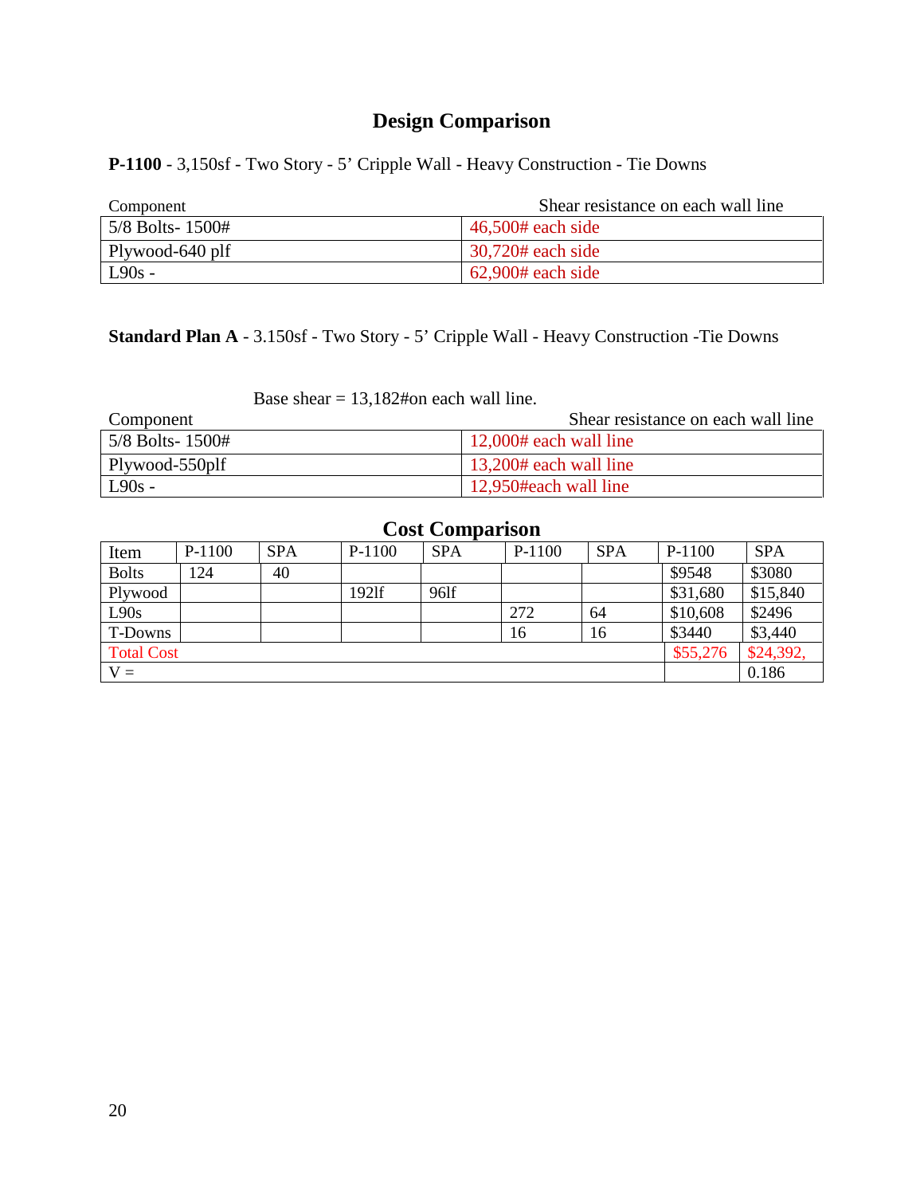# Design Comparison

**P-1100** - 3,150sf - Two Story - 5' Cripple Wall - Heavy Construction - Tie Downs

| Component | Shear resistance on each wall line |
|---|---|
| 5/8 Bolts- 1500# | 46,500# each side |
| Plywood-640 plf | 30,720# each side |
| L90s - | 62,900# each side |

**Standard Plan A** - 3.150sf - Two Story - 5' Cripple Wall - Heavy Construction -Tie Downs

Base shear = 13,182#on each wall line.

| Component | Shear resistance on each wall line |
|---|---|
| 5/8 Bolts- 1500# | 12,000# each wall line |
| Plywood-550plf | 13,200# each wall line |
| L90s - | 12,950#each wall line |

## Cost Comparison

| Item | P-1100 | SPA | P-1100 | SPA | P-1100 | SPA | P-1100 | SPA |
|---|---|---|---|---|---|---|---|---|
| Bolts | 124 | 40 | | | | | $9548 | $3080 |
| Plywood | | | 192lf | 96lf | | | $31,680 | $15,840 |
| L90s | | | | | 272 | 64 | $10,608 | $2496 |
| T-Downs | | | | | 16 | 16 | $3440 | $3,440 |
| Total Cost | | | | | | | $55,276 | $24,392, |
| V = | | | | | | | | 0.186 |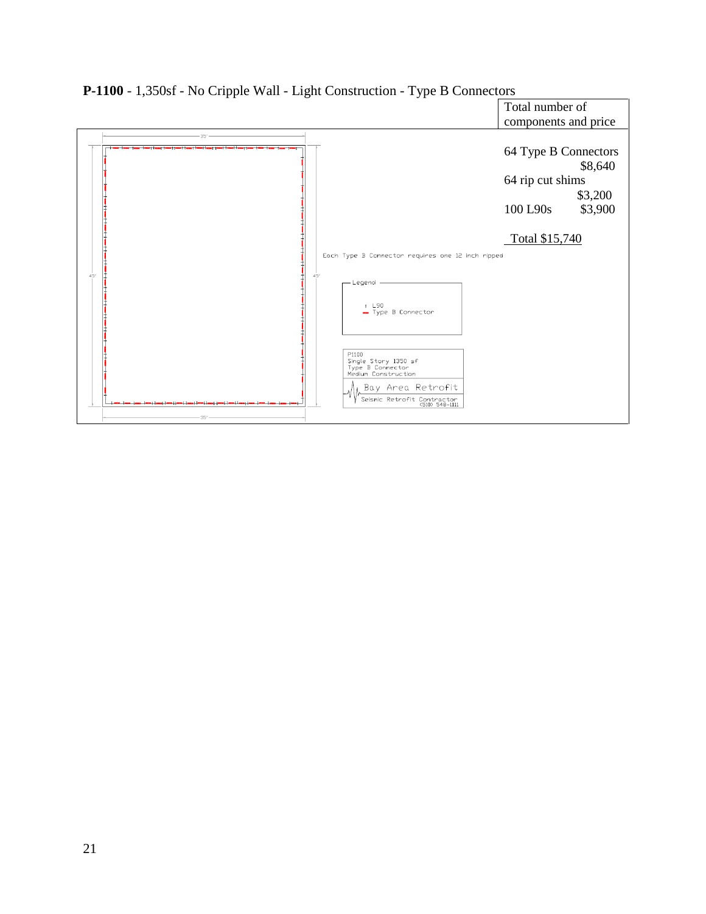**P-1100** - 1,350sf - No Cripple Wall - Light Construction - Type B Connectors

| | Total number of components and price |
|---|---|
| 35' <br> 45' <br> Each Type B Connector requires one 12 inch ripped <br> Legend <br> L90 <br> Type B Connector <br> P1100 <br> Single Story 1350 sf <br> Type B Connector <br> Medium Construction <br> Bay Area Retrofit <br> Seismic Retrofit Contractor (510) 548-1111 | 64 Type B Connectors $8,640 <br> 64 rip cut shims $3,200 <br> 100 L90s $3,900 <br><br> Total $15,740 |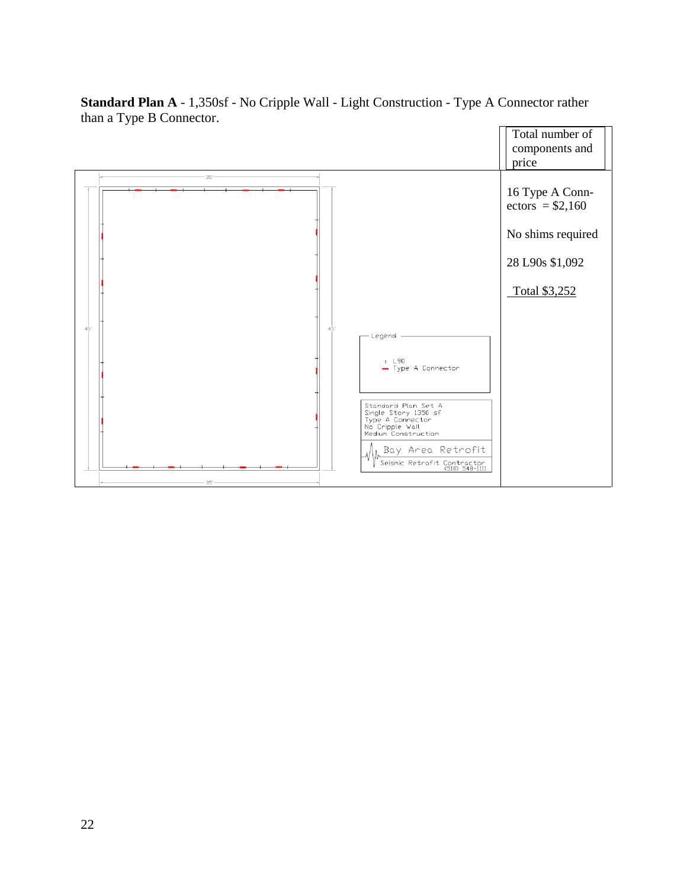**Standard Plan A** - 1,350sf - No Cripple Wall - Light Construction - Type A Connector rather than a Type B Connector.

35'

45'

45'

35'

Legend

L90
Type A Connector

Standard Plan Set A
Single Story 1350 sf
Type A Connector
No Cripple Wall
Medium Construction

Bay Area Retrofit
Seismic Retrofit Contractor
(510) 548-1111

| Total number of components and price |
|---|
| 16 Type A Connectors = $2,160<br><br>No shims required<br><br>28 L90s $1,092<br><br>Total $3,252 |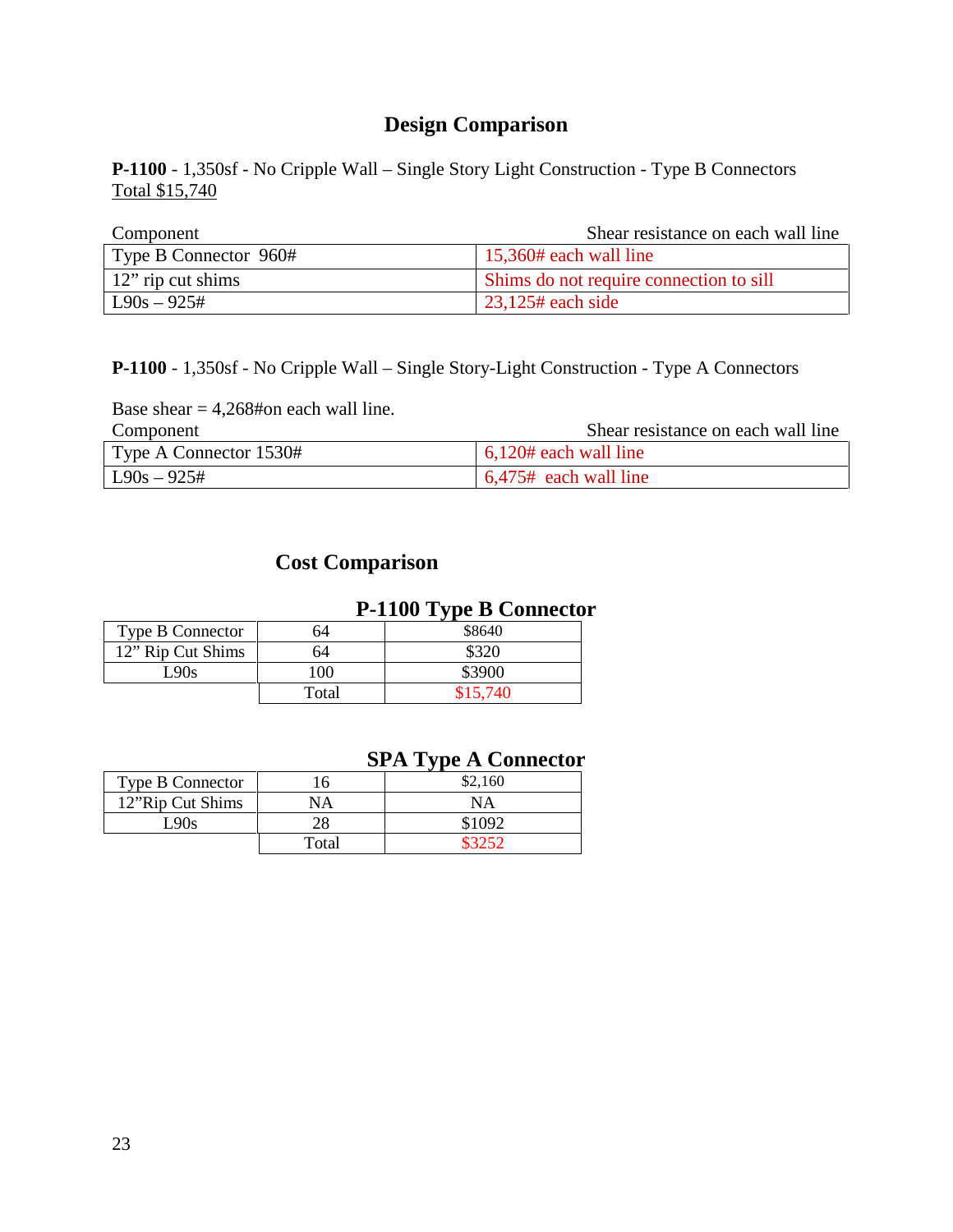# Design Comparison

**P-1100** - 1,350sf - No Cripple Wall – Single Story Light Construction - Type B Connectors
Total $15,740

| Component | Shear resistance on each wall line |
|---|---|
| Type B Connector 960# | 15,360# each wall line |
| 12" rip cut shims | Shims do not require connection to sill |
| L90s – 925# | 23,125# each side |

**P-1100** - 1,350sf - No Cripple Wall – Single Story-Light Construction - Type A Connectors

Base shear = 4,268#on each wall line.

| Component | Shear resistance on each wall line |
|---|---|
| Type A Connector 1530# | 6,120# each wall line |
| L90s – 925# | 6,475# each wall line |

## Cost Comparison

**P-1100 Type B Connector**

| | | |
|---|---|---|
| Type B Connector | 64 | $8640 |
| 12" Rip Cut Shims | 64 | $320 |
| L90s | 100 | $3900 |
| | Total | $15,740 |

**SPA Type A Connector**

| | | |
|---|---|---|
| Type B Connector | 16 | $2,160 |
| 12"Rip Cut Shims | NA | NA |
| L90s | 28 | $1092 |
| | Total | $3252 |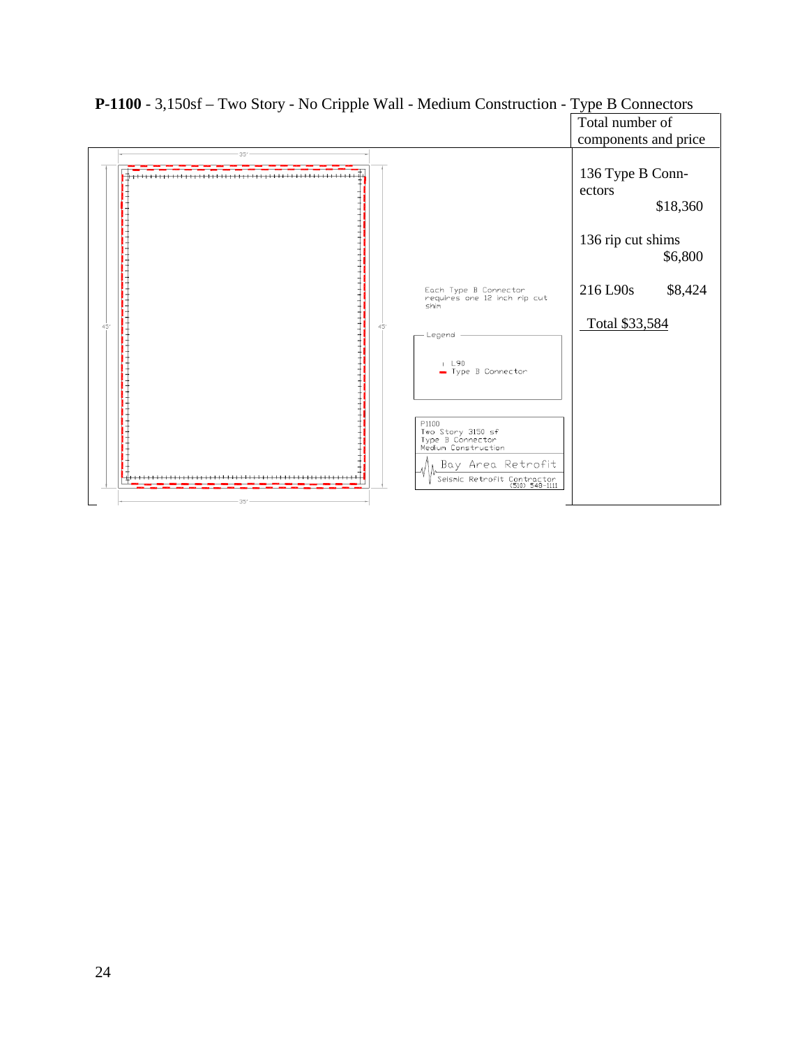**P-1100** - 3,150sf – Two Story - No Cripple Wall - Medium Construction - Type B Connectors

35'

45'

45'

35'

Each Type B Connector requires one 12 inch rip cut shim

Legend

L90
Type B Connector

P1100
Two Story 3150 sf
Type B Connector
Medium Construction

Bay Area Retrofit
Seismic Retrofit Contractor
(510) 548-1111

| Total number of components and price | |
|---|---|
| 136 Type B Connectors | $18,360 |
| 136 rip cut shims | $6,800 |
| 216 L90s | $8,424 |
| Total $33,584 | |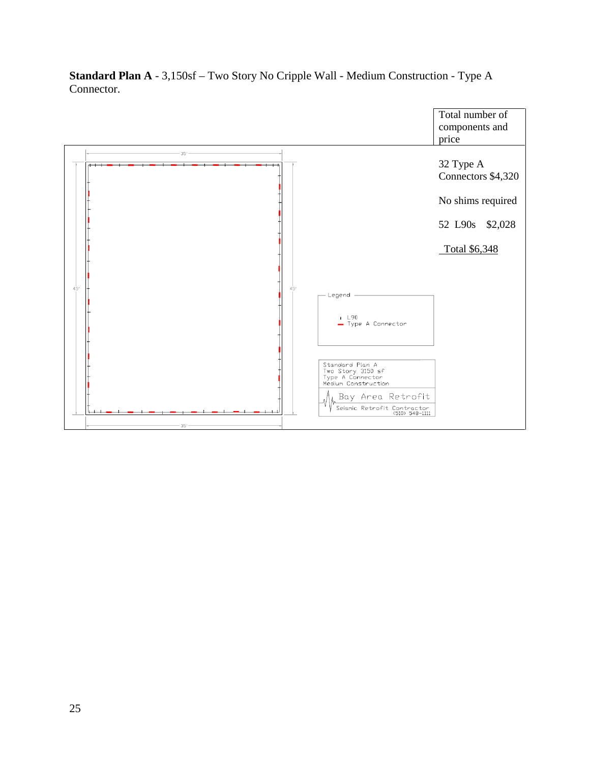**Standard Plan A** - 3,150sf – Two Story No Cripple Wall - Medium Construction - Type A Connector.

| Total number of components and price |
|---|
| 32 Type A Connectors $4,320<br><br>No shims required<br><br>52 L90s $2,028<br><br>Total $6,348 |

35'

45'

45'

35'

Legend

L90
Type A Connector

Standard Plan A
Two Story 3150 sf
Type A Connector
Medium Construction

Bay Area Retrofit
Seismic Retrofit Contractor
(510) 548-1111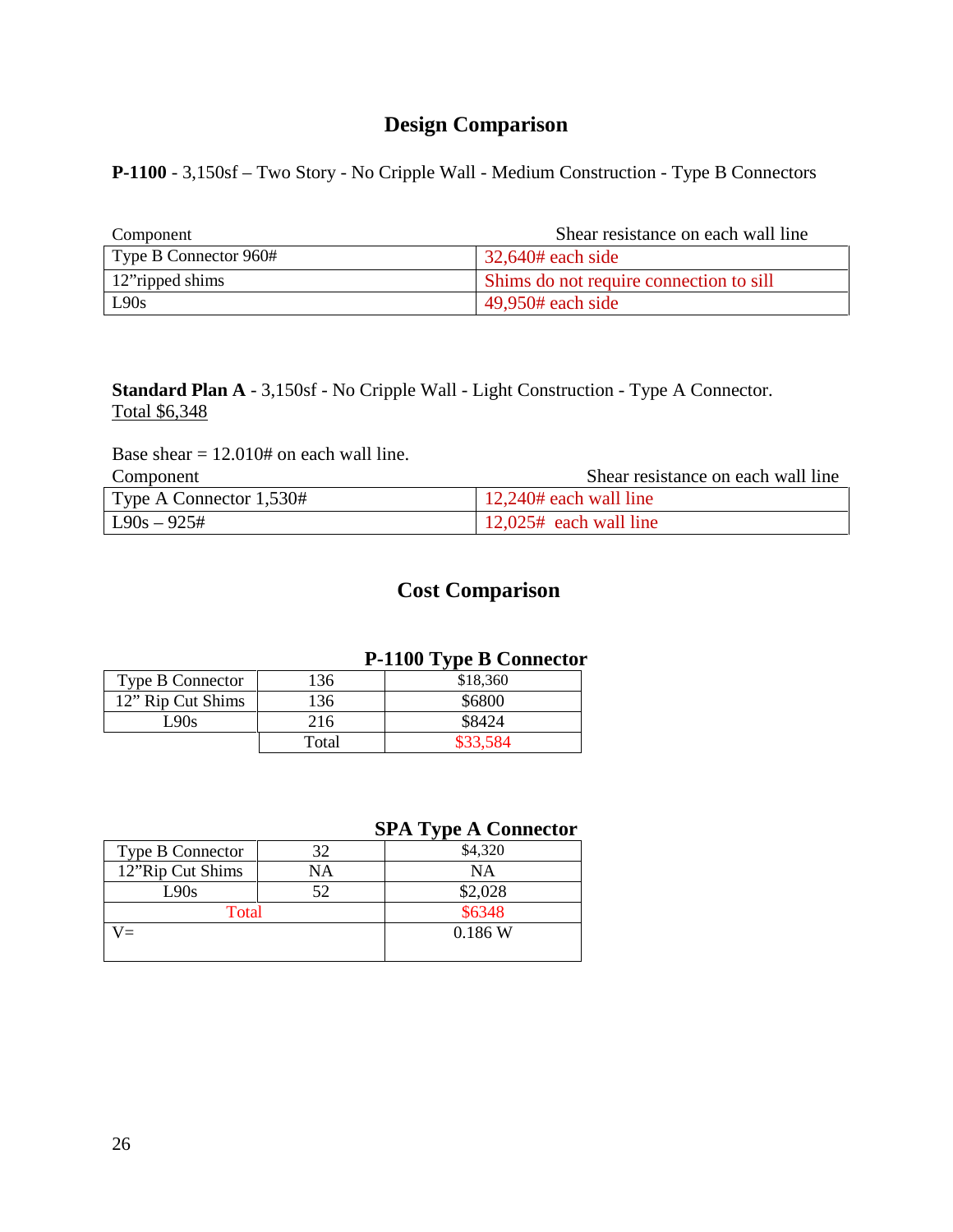## Design Comparison

**P-1100** - 3,150sf – Two Story - No Cripple Wall - Medium Construction - Type B Connectors

| Component | Shear resistance on each wall line |
|---|---|
| Type B Connector 960# | 32,640# each side |
| 12"ripped shims | Shims do not require connection to sill |
| L90s | 49,950# each side |

**Standard Plan A** - 3,150sf - No Cripple Wall - Light Construction - Type A Connector. <u>Total $6,348</u>

Base shear = 12.010# on each wall line.

| Component | Shear resistance on each wall line |
|---|---|
| Type A Connector 1,530# | 12,240# each wall line |
| L90s – 925# | 12,025# each wall line |

## Cost Comparison

**P-1100 Type B Connector**

| | | |
|---|---|---|
| Type B Connector | 136 | $18,360 |
| 12" Rip Cut Shims | 136 | $6800 |
| L90s | 216 | $8424 |
| | Total | $33,584 |

**SPA Type A Connector**

| | | |
|---|---|---|
| Type B Connector | 32 | $4,320 |
| 12"Rip Cut Shims | NA | NA |
| L90s | 52 | $2,028 |
| Total | | $6348 |
| V= | | 0.186 W |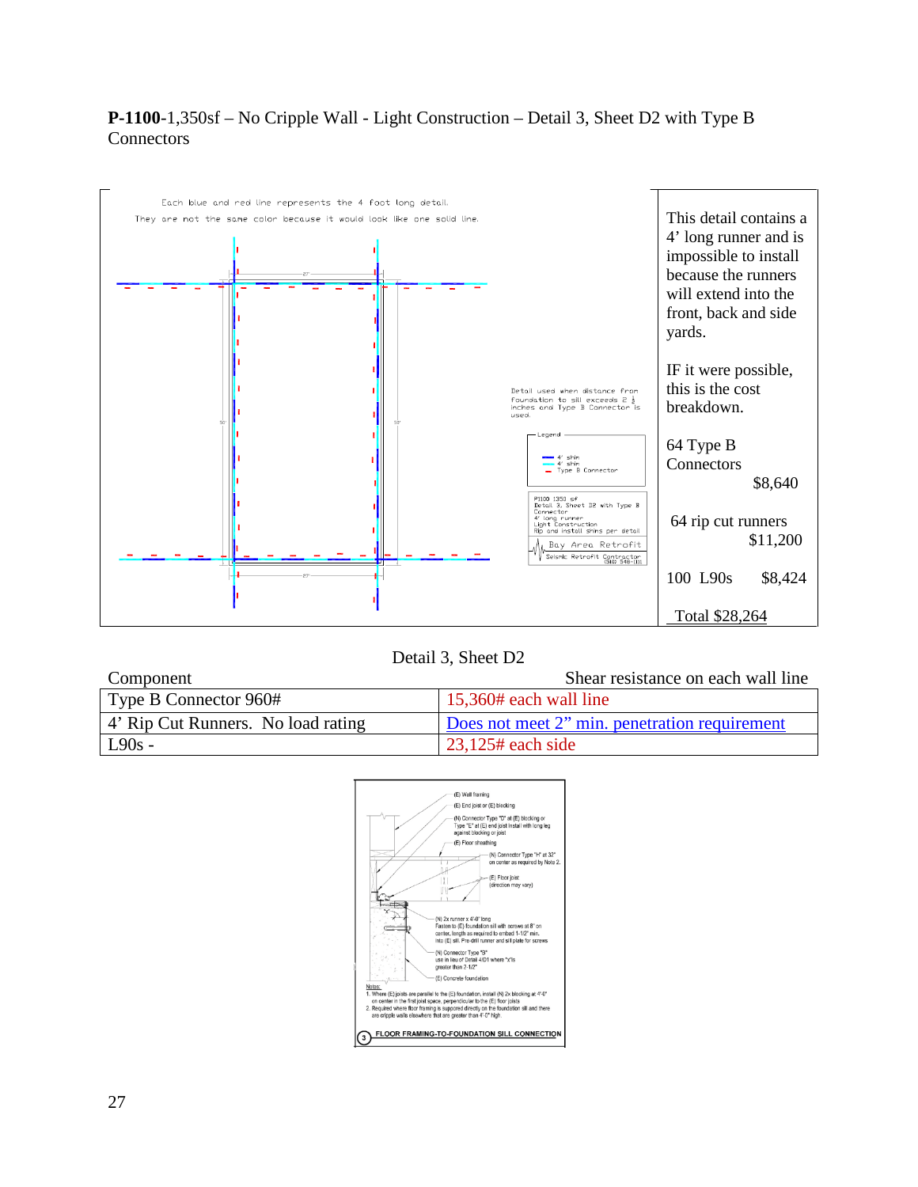**P-1100**-1,350sf – No Cripple Wall - Light Construction – Detail 3, Sheet D2 with Type B Connectors

Each blue and red line represents the 4 foot long detail.
They are not the same color because it would look like one solid line.

Detail used when distance from foundation to sill exceeds 2 ½ inches and Type B Connector is used.

Legend
- 4' shin
- 4' shin
- Type B Connector

P1100 1350 sf
Detail 3, Sheet D2 with Type B Connector
4' long runner
Light Construction
Rip and install shins per detail

Bay Area Retrofit
Seismic Retrofit Contractor

This detail contains a 4' long runner and is impossible to install because the runners will extend into the front, back and side yards.

IF it were possible, this is the cost breakdown.

64 Type B Connectors $8,640

64 rip cut runners $11,200

100 L90s $8,424

Total $28,264

Detail 3, Sheet D2

| Component | Shear resistance on each wall line |
|---|---|
| Type B Connector 960# | 15,360# each wall line |
| 4' Rip Cut Runners. No load rating | Does not meet 2" min. penetration requirement |
| L90s - | 23,125# each side |

(E) Wall framing
(E) End joist or (E) blocking
(N) Connector Type "D" at (E) blocking or Type "E" at (E) end joist Install with long leg against blocking or joist
(E) Floor sheathing
(N) Connector Type "H" at 32" on center as required by Note 2.
(E) Floor joist (direction may vary)
(N) 2x runner x 4'-0" long Fasten to (E) foundation sill with screws at 8" on center, length as required to embed 1-1/2" min. into (E) sill. Pre-drill runner and sill plate for screws
(N) Connector Type "B" use in lieu of Detail 4/D1 where "x"is greater than 2-1/2"
(E) Concrete foundation

Notes:
1. Where (E) joists are parallel to the (E) foundation, install (N) 2x blocking at 4'-0" on center in the first joist space, perpendicular to the (E) floor joists
2. Required where floor framing is supported directly on the foundation sill and there are cripple walls elsewhere that are greater than 4'-0" high.

3 FLOOR FRAMING-TO-FOUNDATION SILL CONNECTION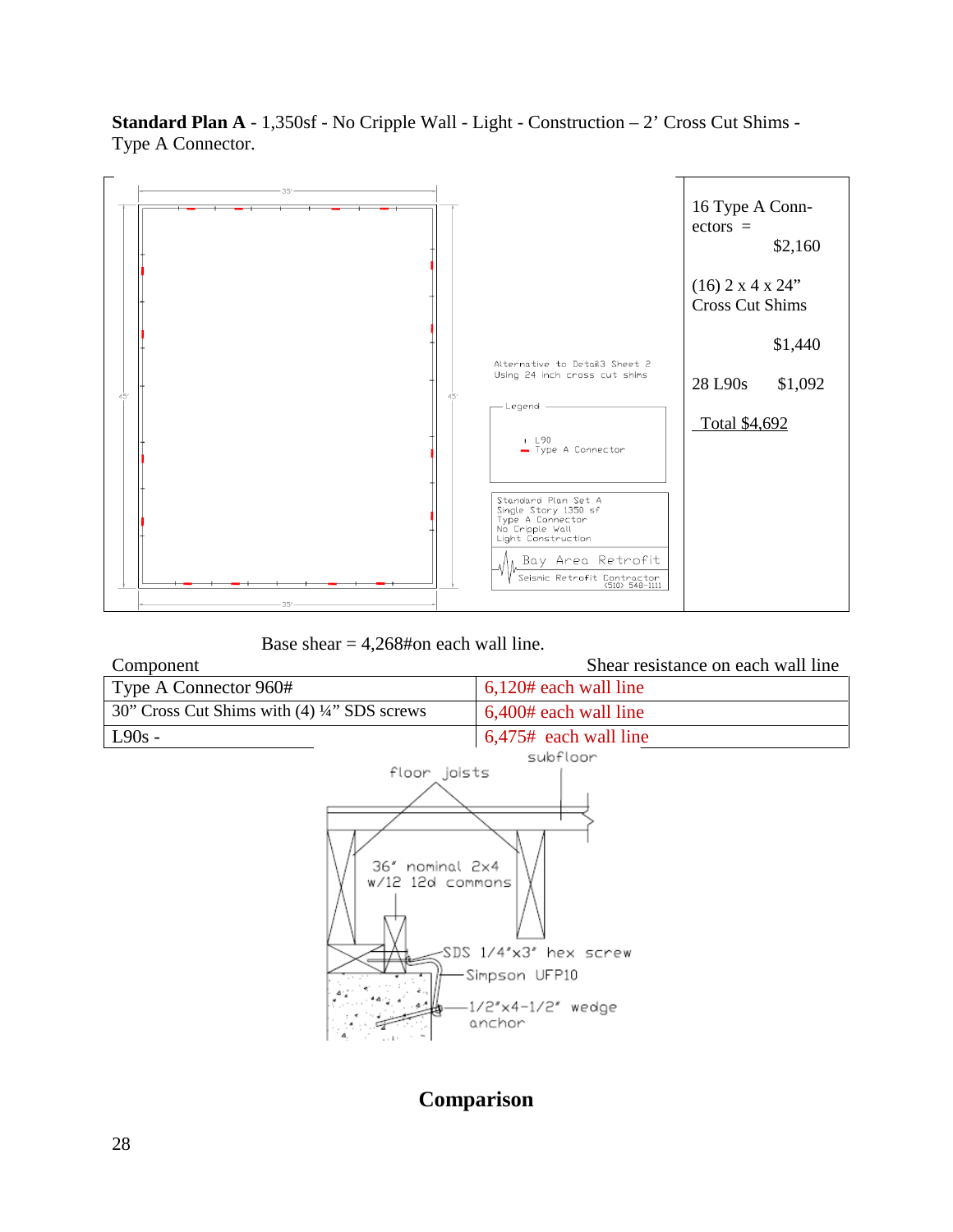**Standard Plan A** - 1,350sf - No Cripple Wall - Light - Construction – 2' Cross Cut Shims - Type A Connector.

Alternative to Detail3 Sheet 2
Using 24 inch cross cut shims

Legend

L90
Type A Connector

Standard Plan Set A
Single Story 1350 sf
Type A Connector
No Cripple Wall
Light Construction

Bay Area Retrofit
Seismic Retrofit Contractor
(510) 548-1111

16 Type A Connectors = $2,160

(16) 2 x 4 x 24" Cross Cut Shims $1,440

28 L90s $1,092

Total $4,692

Base shear = 4,268#on each wall line.

| Component | Shear resistance on each wall line |
|---|---|
| Type A Connector 960# | 6,120# each wall line |
| 30" Cross Cut Shims with (4) ¼" SDS screws | 6,400# each wall line |
| L90s - | 6,475# each wall line |

floor joists

subfloor

36" nominal 2x4 w/12 12d commons

SDS 1/4"x3" hex screw

Simpson UFP10

1/2"x4-1/2" wedge anchor

## Comparison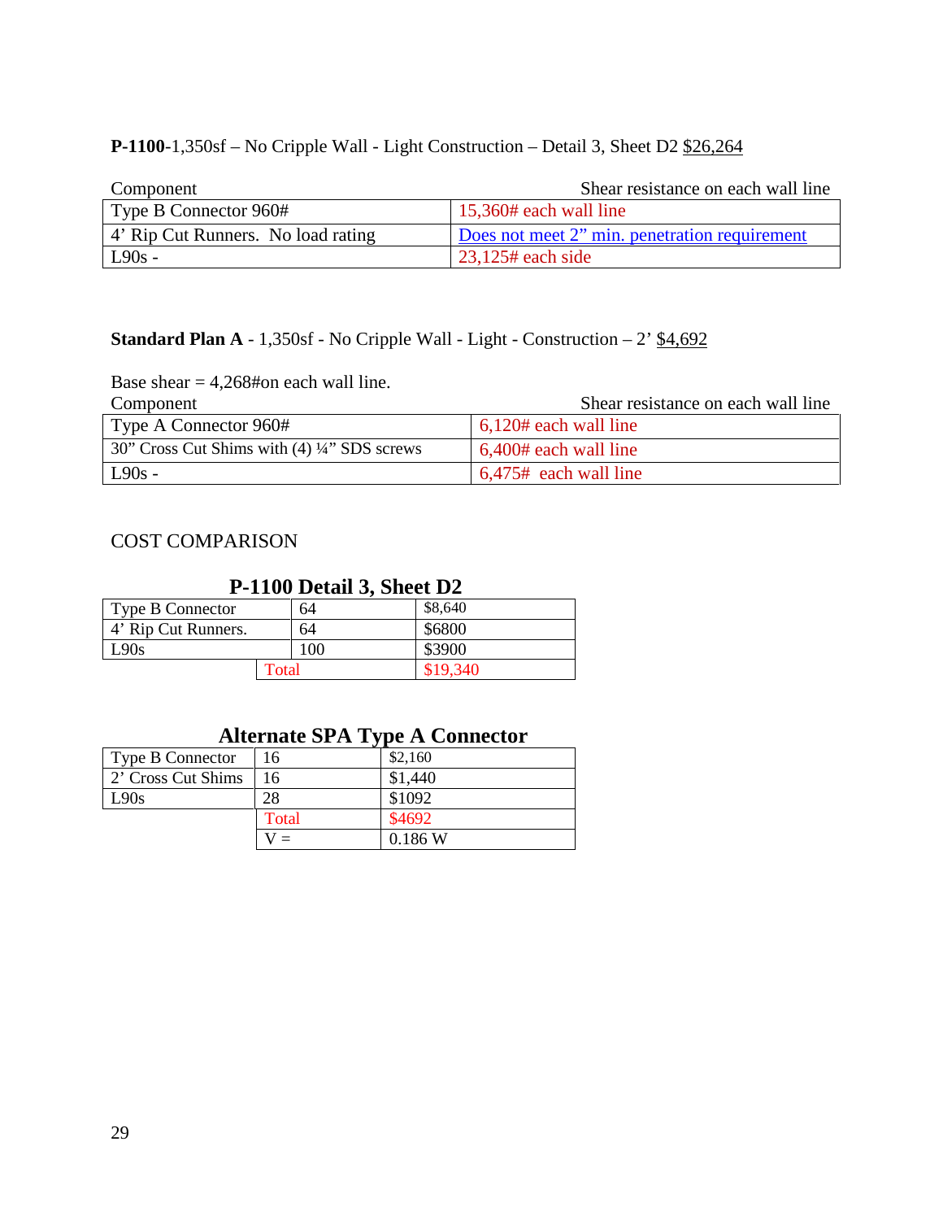**P-1100**-1,350sf – No Cripple Wall - Light Construction – Detail 3, Sheet D2 $26,264

| Component | Shear resistance on each wall line |
|---|---|
| Type B Connector 960# | 15,360# each wall line |
| 4' Rip Cut Runners. No load rating | Does not meet 2" min. penetration requirement |
| L90s - | 23,125# each side |

**Standard Plan A** - 1,350sf - No Cripple Wall - Light - Construction – 2' $4,692

Base shear = 4,268#on each wall line.

| Component | Shear resistance on each wall line |
|---|---|
| Type A Connector 960# | 6,120# each wall line |
| 30" Cross Cut Shims with (4) ¼" SDS screws | 6,400# each wall line |
| L90s - | 6,475# each wall line |

COST COMPARISON

**P-1100 Detail 3, Sheet D2**

| | | |
|---|---|---|
| Type B Connector | 64 | $8,640 |
| 4' Rip Cut Runners. | 64 | $6800 |
| L90s | 100 | $3900 |
| | Total | $19,340 |

**Alternate SPA Type A Connector**

| | | |
|---|---|---|
| Type B Connector | 16 | $2,160 |
| 2' Cross Cut Shims | 16 | $1,440 |
| L90s | 28 | $1092 |
| | Total | $4692 |
| | V = | 0.186 W |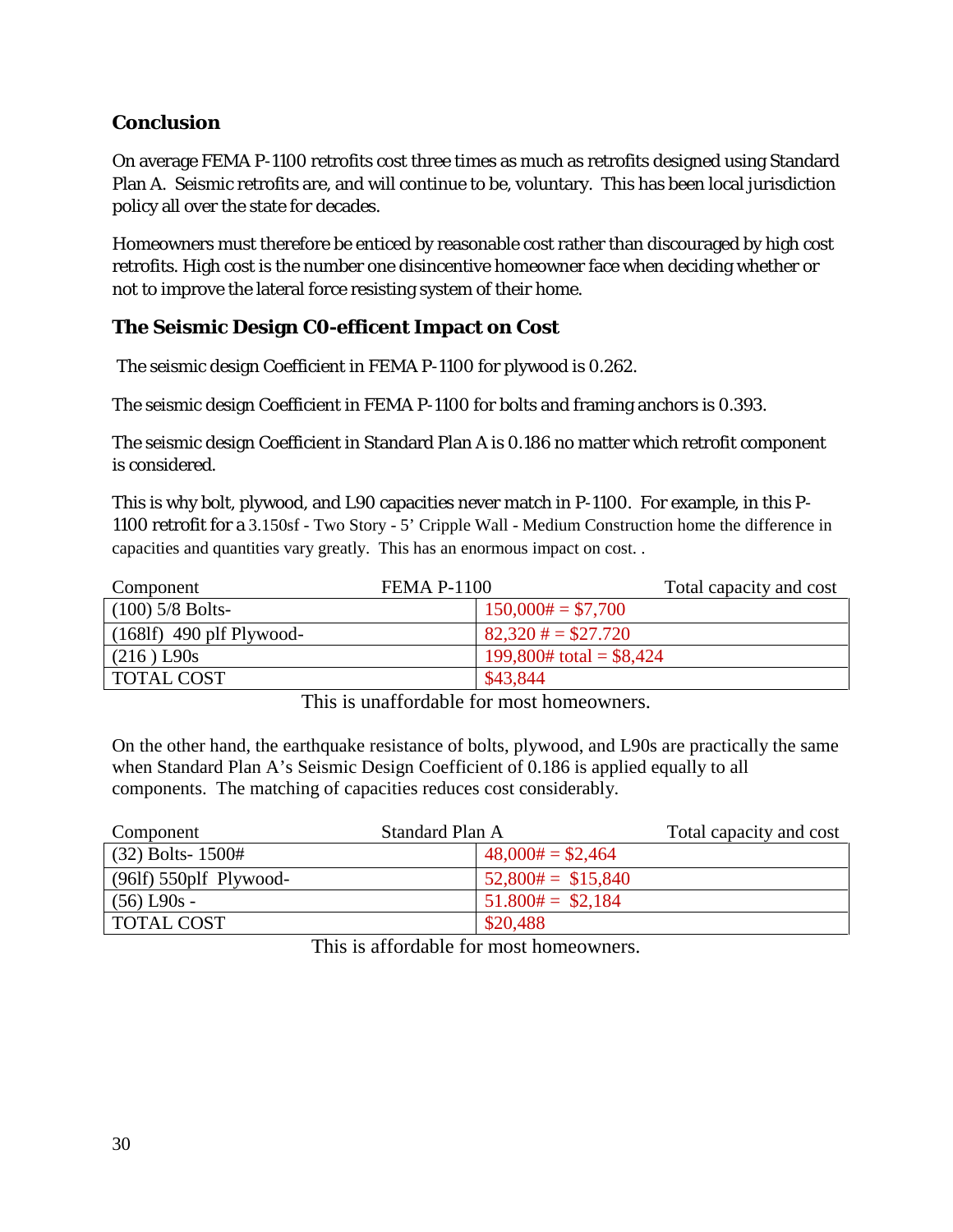## Conclusion

On average FEMA P-1100 retrofits cost three times as much as retrofits designed using Standard Plan A. Seismic retrofits are, and will continue to be, voluntary. This has been local jurisdiction policy all over the state for decades.

Homeowners must therefore be enticed by reasonable cost rather than discouraged by high cost retrofits. High cost is the number one disincentive homeowner face when deciding whether or not to improve the lateral force resisting system of their home.

## The Seismic Design C0-efficent Impact on Cost

The seismic design Coefficient in FEMA P-1100 for plywood is 0.262.

The seismic design Coefficient in FEMA P-1100 for bolts and framing anchors is 0.393.

The seismic design Coefficient in Standard Plan A is 0.186 no matter which retrofit component is considered.

This is why bolt, plywood, and L90 capacities never match in P-1100. For example, in this P-1100 retrofit for a 3.150sf - Two Story - 5' Cripple Wall - Medium Construction home the difference in capacities and quantities vary greatly. This has an enormous impact on cost. .

| Component FEMA P-1100 | Total capacity and cost |
|---|---|
| (100) 5/8 Bolts- | 150,000# = $7,700 |
| (168lf) 490 plf Plywood- | 82,320 # = $27.720 |
| (216 ) L90s | 199,800# total = $8,424 |
| TOTAL COST | $43,844 |

This is unaffordable for most homeowners.

On the other hand, the earthquake resistance of bolts, plywood, and L90s are practically the same when Standard Plan A's Seismic Design Coefficient of 0.186 is applied equally to all components. The matching of capacities reduces cost considerably.

| Component Standard Plan A | Total capacity and cost |
|---|---|
| (32) Bolts- 1500# | 48,000# = $2,464 |
| (96lf) 550plf Plywood- | 52,800# = $15,840 |
| (56) L90s - | 51.800# = $2,184 |
| TOTAL COST | $20,488 |

This is affordable for most homeowners.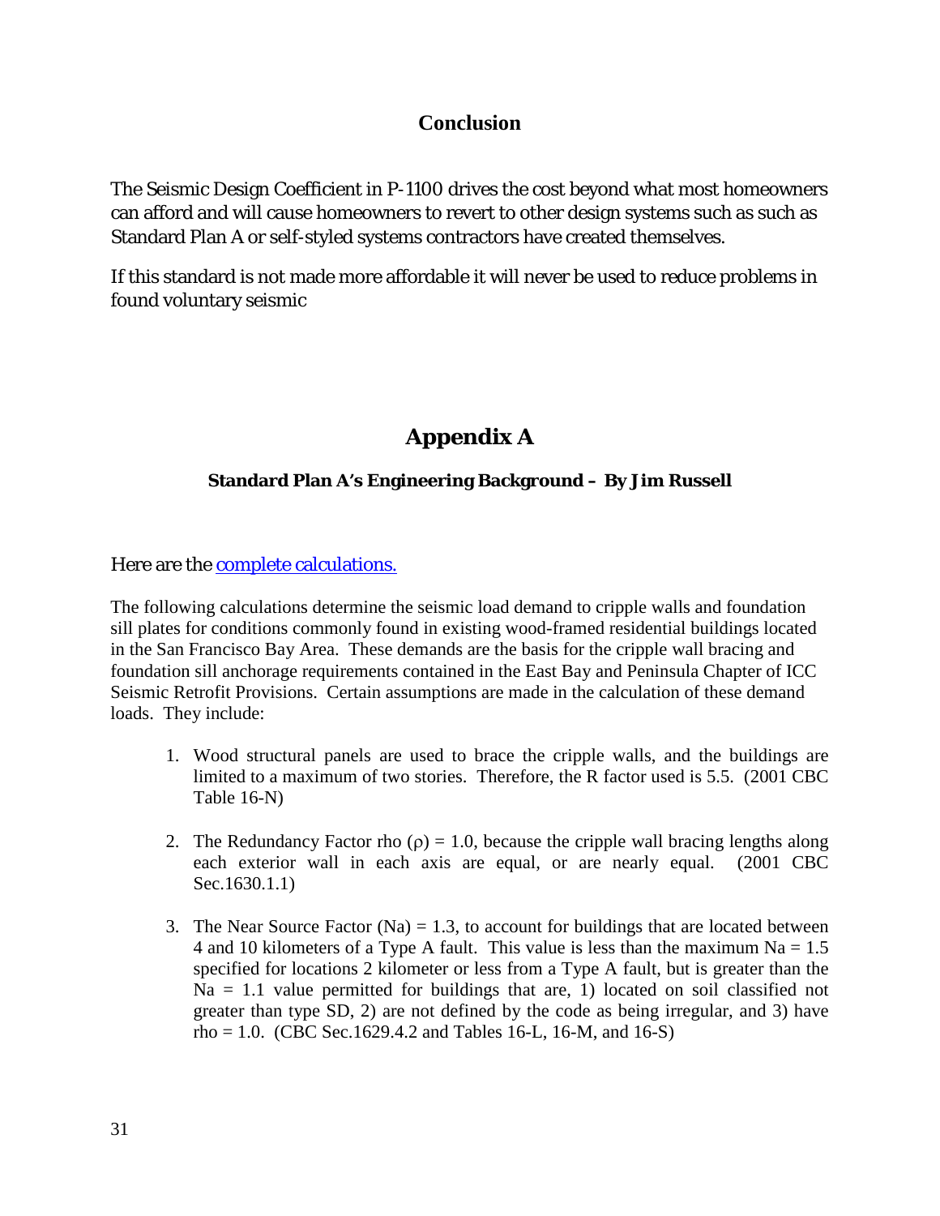## Conclusion

The Seismic Design Coefficient in P-1100 drives the cost beyond what most homeowners can afford and will cause homeowners to revert to other design systems such as such as Standard Plan A or self-styled systems contractors have created themselves.

If this standard is not made more affordable it will never be used to reduce problems in found voluntary seismic

# Appendix A

### Standard Plan A's Engineering Background – By Jim Russell

Here are the complete calculations.

The following calculations determine the seismic load demand to cripple walls and foundation sill plates for conditions commonly found in existing wood-framed residential buildings located in the San Francisco Bay Area. These demands are the basis for the cripple wall bracing and foundation sill anchorage requirements contained in the East Bay and Peninsula Chapter of ICC Seismic Retrofit Provisions. Certain assumptions are made in the calculation of these demand loads. They include:

1. Wood structural panels are used to brace the cripple walls, and the buildings are limited to a maximum of two stories. Therefore, the R factor used is 5.5. (2001 CBC Table 16-N)

2. The Redundancy Factor rho ($\rho$) = 1.0, because the cripple wall bracing lengths along each exterior wall in each axis are equal, or are nearly equal. (2001 CBC Sec.1630.1.1)

3. The Near Source Factor (Na) = 1.3, to account for buildings that are located between 4 and 10 kilometers of a Type A fault. This value is less than the maximum Na = 1.5 specified for locations 2 kilometer or less from a Type A fault, but is greater than the Na = 1.1 value permitted for buildings that are, 1) located on soil classified not greater than type SD, 2) are not defined by the code as being irregular, and 3) have rho = 1.0. (CBC Sec.1629.4.2 and Tables 16-L, 16-M, and 16-S)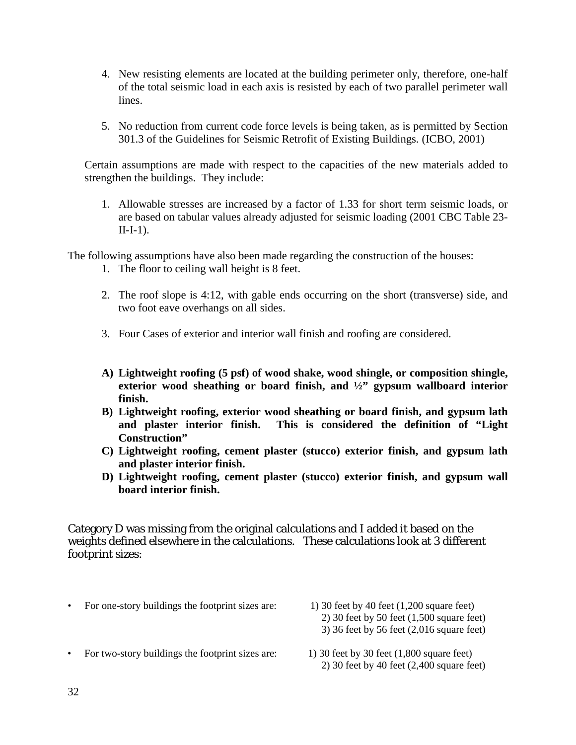4. New resisting elements are located at the building perimeter only, therefore, one-half of the total seismic load in each axis is resisted by each of two parallel perimeter wall lines.

5. No reduction from current code force levels is being taken, as is permitted by Section 301.3 of the Guidelines for Seismic Retrofit of Existing Buildings. (ICBO, 2001)

Certain assumptions are made with respect to the capacities of the new materials added to strengthen the buildings. They include:

1. Allowable stresses are increased by a factor of 1.33 for short term seismic loads, or are based on tabular values already adjusted for seismic loading (2001 CBC Table 23-II-I-1).

The following assumptions have also been made regarding the construction of the houses:

1. The floor to ceiling wall height is 8 feet.

2. The roof slope is 4:12, with gable ends occurring on the short (transverse) side, and two foot eave overhangs on all sides.

3. Four Cases of exterior and interior wall finish and roofing are considered.

**A) Lightweight roofing (5 psf) of wood shake, wood shingle, or composition shingle, exterior wood sheathing or board finish, and ½" gypsum wallboard interior finish.**
**B) Lightweight roofing, exterior wood sheathing or board finish, and gypsum lath and plaster interior finish. This is considered the definition of "Light Construction"**
**C) Lightweight roofing, cement plaster (stucco) exterior finish, and gypsum lath and plaster interior finish.**
**D) Lightweight roofing, cement plaster (stucco) exterior finish, and gypsum wall board interior finish.**

Category D was missing from the original calculations and I added it based on the weights defined elsewhere in the calculations. These calculations look at 3 different footprint sizes:

- For one-story buildings the footprint sizes are:
  1) 30 feet by 40 feet (1,200 square feet)
  2) 30 feet by 50 feet (1,500 square feet)
  3) 36 feet by 56 feet (2,016 square feet)

- For two-story buildings the footprint sizes are:
  1) 30 feet by 30 feet (1,800 square feet)
  2) 30 feet by 40 feet (2,400 square feet)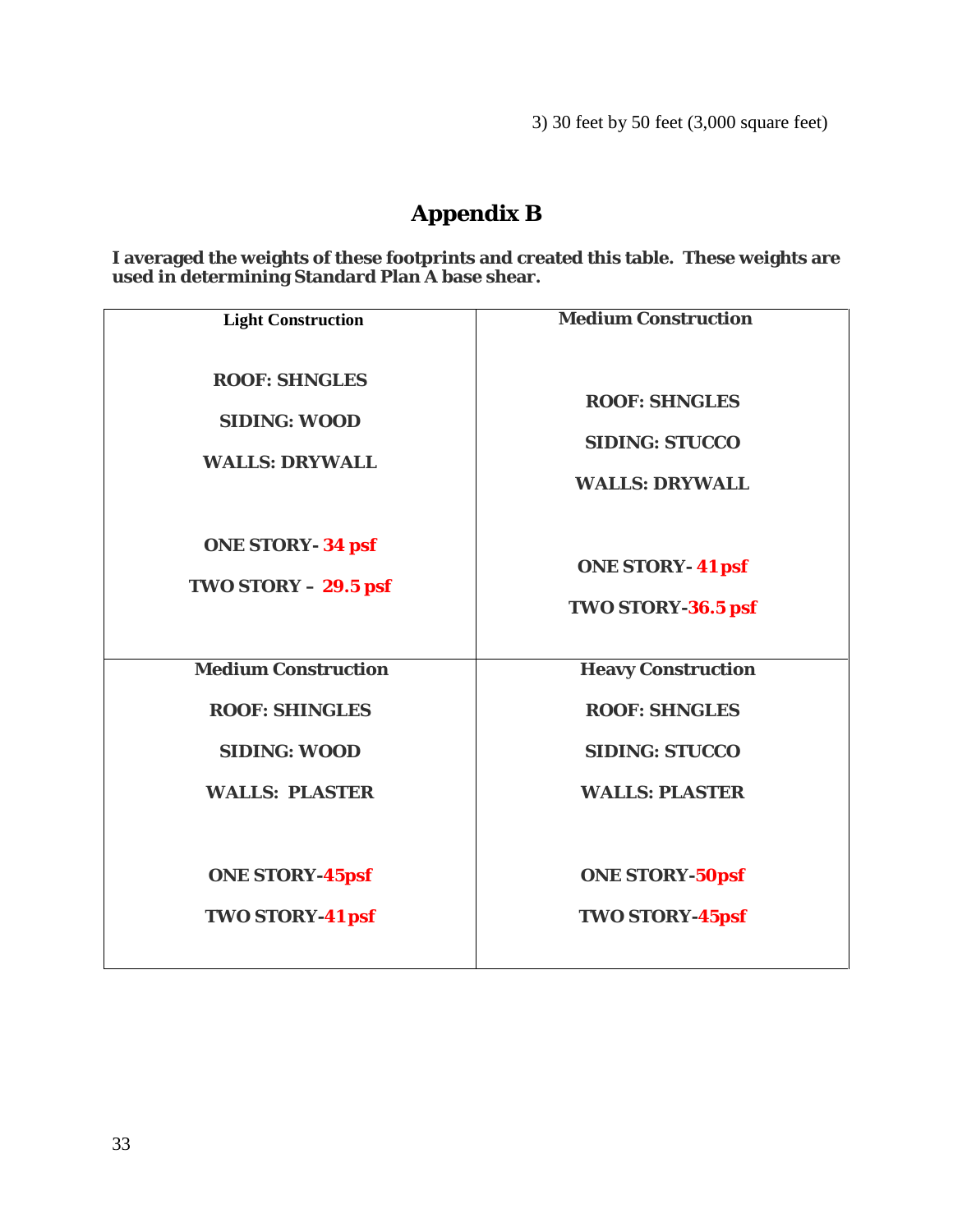3) 30 feet by 50 feet (3,000 square feet)

# Appendix B

**I averaged the weights of these footprints and created this table. These weights are used in determining Standard Plan A base shear.**

| | |
|---|---|
| **Light Construction**<br><br>**ROOF: SHNGLES**<br>**SIDING: WOOD**<br>**WALLS: DRYWALL**<br><br>**ONE STORY- 34 psf**<br>**TWO STORY – 29.5 psf** | **Medium Construction**<br><br>**ROOF: SHNGLES**<br>**SIDING: STUCCO**<br>**WALLS: DRYWALL**<br><br>**ONE STORY- 41 psf**<br>**TWO STORY-36.5 psf** |
| **Medium Construction**<br><br>**ROOF: SHINGLES**<br>**SIDING: WOOD**<br>**WALLS: PLASTER**<br><br>**ONE STORY-45psf**<br>**TWO STORY-41 psf** | **Heavy Construction**<br><br>**ROOF: SHNGLES**<br>**SIDING: STUCCO**<br>**WALLS: PLASTER**<br><br>**ONE STORY-50psf**<br>**TWO STORY-45psf** |